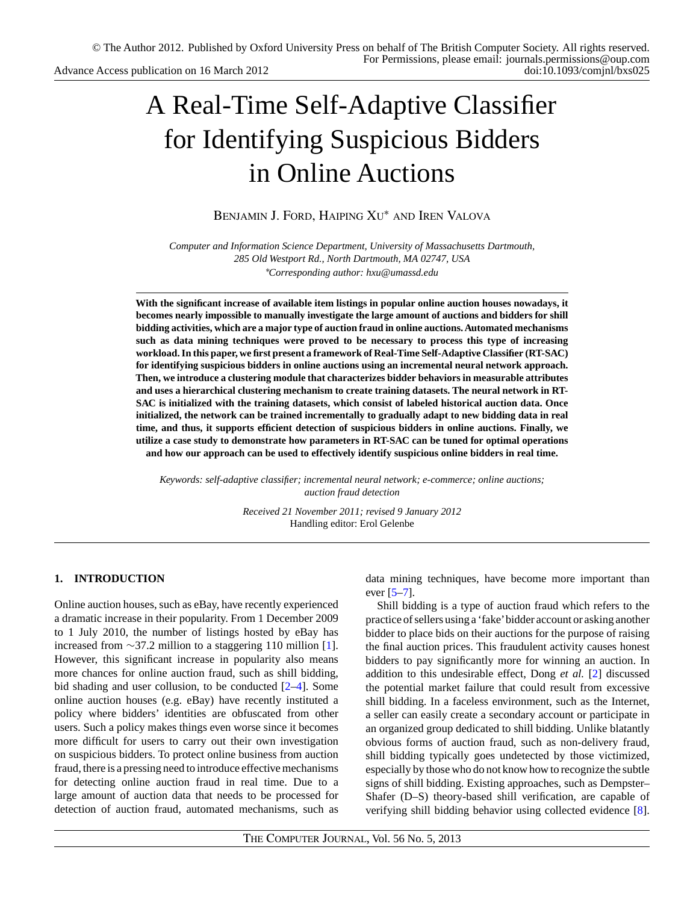© The Author 2012. Published by Oxford University Press on behalf of The British Computer Society. All rights reserved.
For Permissions, please email: journals.permissions@oup.com
Advance Access publication on 16 March 2012 doi:10.1093/comjnl/bxs025

# A Real-Time Self-Adaptive Classifier for Identifying Suspicious Bidders in Online Auctions

Benjamin J. Ford, Haiping Xu* and Iren Valova

*Computer and Information Science Department, University of Massachusetts Dartmouth, 285 Old Westport Rd., North Dartmouth, MA 02747, USA*
*\*Corresponding author: hxu@umassd.edu*

**With the significant increase of available item listings in popular online auction houses nowadays, it becomes nearly impossible to manually investigate the large amount of auctions and bidders for shill bidding activities, which are a major type of auction fraud in online auctions. Automated mechanisms such as data mining techniques were proved to be necessary to process this type of increasing workload. In this paper, we first present a framework of Real-Time Self-Adaptive Classifier (RT-SAC) for identifying suspicious bidders in online auctions using an incremental neural network approach. Then, we introduce a clustering module that characterizes bidder behaviors in measurable attributes and uses a hierarchical clustering mechanism to create training datasets. The neural network in RT-SAC is initialized with the training datasets, which consist of labeled historical auction data. Once initialized, the network can be trained incrementally to gradually adapt to new bidding data in real time, and thus, it supports efficient detection of suspicious bidders in online auctions. Finally, we utilize a case study to demonstrate how parameters in RT-SAC can be tuned for optimal operations and how our approach can be used to effectively identify suspicious online bidders in real time.**

*Keywords: self-adaptive classifier; incremental neural network; e-commerce; online auctions; auction fraud detection*

*Received 21 November 2011; revised 9 January 2012*
Handling editor: Erol Gelenbe

## 1. INTRODUCTION

Online auction houses, such as eBay, have recently experienced a dramatic increase in their popularity. From 1 December 2009 to 1 July 2010, the number of listings hosted by eBay has increased from ∼37.2 million to a staggering 110 million [1]. However, this significant increase in popularity also means more chances for online auction fraud, such as shill bidding, bid shading and user collusion, to be conducted [2–4]. Some online auction houses (e.g. eBay) have recently instituted a policy where bidders' identities are obfuscated from other users. Such a policy makes things even worse since it becomes more difficult for users to carry out their own investigation on suspicious bidders. To protect online business from auction fraud, there is a pressing need to introduce effective mechanisms for detecting online auction fraud in real time. Due to a large amount of auction data that needs to be processed for detection of auction fraud, automated mechanisms, such as data mining techniques, have become more important than ever [5–7].

Shill bidding is a type of auction fraud which refers to the practice of sellers using a 'fake' bidder account or asking another bidder to place bids on their auctions for the purpose of raising the final auction prices. This fraudulent activity causes honest bidders to pay significantly more for winning an auction. In addition to this undesirable effect, Dong *et al.* [2] discussed the potential market failure that could result from excessive shill bidding. In a faceless environment, such as the Internet, a seller can easily create a secondary account or participate in an organized group dedicated to shill bidding. Unlike blatantly obvious forms of auction fraud, such as non-delivery fraud, shill bidding typically goes undetected by those victimized, especially by those who do not know how to recognize the subtle signs of shill bidding. Existing approaches, such as Dempster–Shafer (D–S) theory-based shill verification, are capable of verifying shill bidding behavior using collected evidence [8].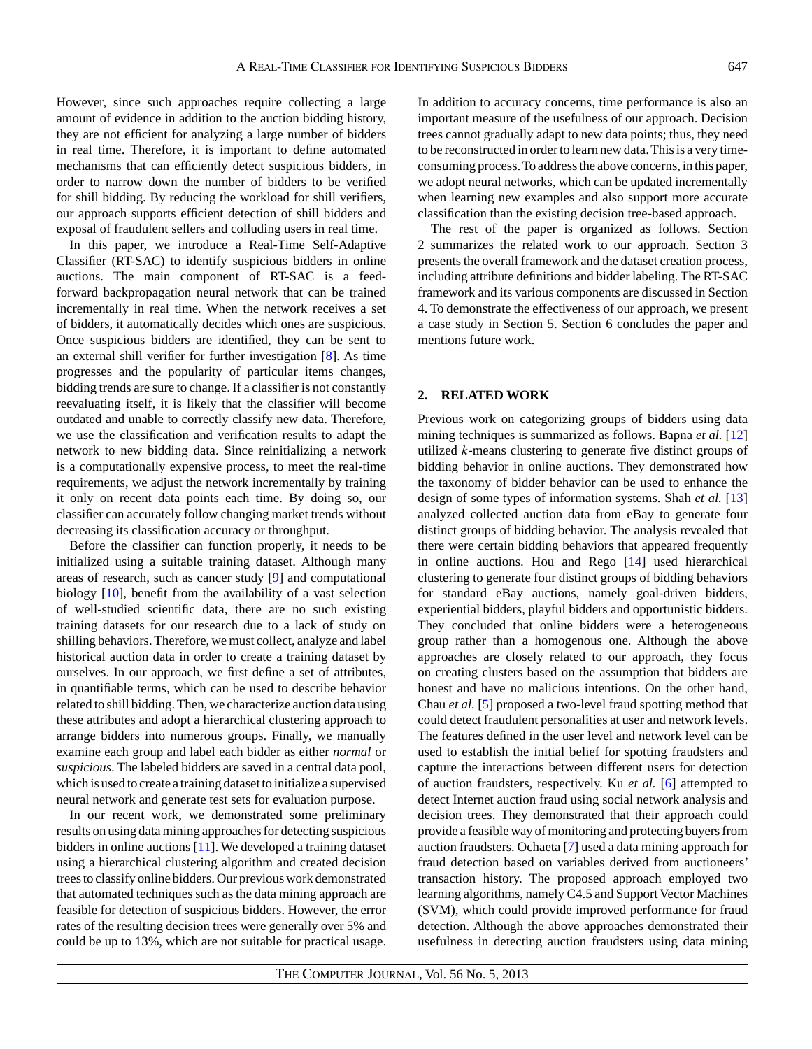However, since such approaches require collecting a large amount of evidence in addition to the auction bidding history, they are not efficient for analyzing a large number of bidders in real time. Therefore, it is important to define automated mechanisms that can efficiently detect suspicious bidders, in order to narrow down the number of bidders to be verified for shill bidding. By reducing the workload for shill verifiers, our approach supports efficient detection of shill bidders and exposal of fraudulent sellers and colluding users in real time.

In this paper, we introduce a Real-Time Self-Adaptive Classifier (RT-SAC) to identify suspicious bidders in online auctions. The main component of RT-SAC is a feed-forward backpropagation neural network that can be trained incrementally in real time. When the network receives a set of bidders, it automatically decides which ones are suspicious. Once suspicious bidders are identified, they can be sent to an external shill verifier for further investigation [8]. As time progresses and the popularity of particular items changes, bidding trends are sure to change. If a classifier is not constantly reevaluating itself, it is likely that the classifier will become outdated and unable to correctly classify new data. Therefore, we use the classification and verification results to adapt the network to new bidding data. Since reinitializing a network is a computationally expensive process, to meet the real-time requirements, we adjust the network incrementally by training it only on recent data points each time. By doing so, our classifier can accurately follow changing market trends without decreasing its classification accuracy or throughput.

Before the classifier can function properly, it needs to be initialized using a suitable training dataset. Although many areas of research, such as cancer study [9] and computational biology [10], benefit from the availability of a vast selection of well-studied scientific data, there are no such existing training datasets for our research due to a lack of study on shilling behaviors. Therefore, we must collect, analyze and label historical auction data in order to create a training dataset by ourselves. In our approach, we first define a set of attributes, in quantifiable terms, which can be used to describe behavior related to shill bidding. Then, we characterize auction data using these attributes and adopt a hierarchical clustering approach to arrange bidders into numerous groups. Finally, we manually examine each group and label each bidder as either *normal* or *suspicious*. The labeled bidders are saved in a central data pool, which is used to create a training dataset to initialize a supervised neural network and generate test sets for evaluation purpose.

In our recent work, we demonstrated some preliminary results on using data mining approaches for detecting suspicious bidders in online auctions [11]. We developed a training dataset using a hierarchical clustering algorithm and created decision trees to classify online bidders. Our previous work demonstrated that automated techniques such as the data mining approach are feasible for detection of suspicious bidders. However, the error rates of the resulting decision trees were generally over 5% and could be up to 13%, which are not suitable for practical usage. In addition to accuracy concerns, time performance is also an important measure of the usefulness of our approach. Decision trees cannot gradually adapt to new data points; thus, they need to be reconstructed in order to learn new data. This is a very time-consuming process. To address the above concerns, in this paper, we adopt neural networks, which can be updated incrementally when learning new examples and also support more accurate classification than the existing decision tree-based approach.

The rest of the paper is organized as follows. Section 2 summarizes the related work to our approach. Section 3 presents the overall framework and the dataset creation process, including attribute definitions and bidder labeling. The RT-SAC framework and its various components are discussed in Section 4. To demonstrate the effectiveness of our approach, we present a case study in Section 5. Section 6 concludes the paper and mentions future work.

## 2. RELATED WORK

Previous work on categorizing groups of bidders using data mining techniques is summarized as follows. Bapna *et al.* [12] utilized $k$-means clustering to generate five distinct groups of bidding behavior in online auctions. They demonstrated how the taxonomy of bidder behavior can be used to enhance the design of some types of information systems. Shah *et al.* [13] analyzed collected auction data from eBay to generate four distinct groups of bidding behavior. The analysis revealed that there were certain bidding behaviors that appeared frequently in online auctions. Hou and Rego [14] used hierarchical clustering to generate four distinct groups of bidding behaviors for standard eBay auctions, namely goal-driven bidders, experiential bidders, playful bidders and opportunistic bidders. They concluded that online bidders were a heterogeneous group rather than a homogenous one. Although the above approaches are closely related to our approach, they focus on creating clusters based on the assumption that bidders are honest and have no malicious intentions. On the other hand, Chau *et al.* [5] proposed a two-level fraud spotting method that could detect fraudulent personalities at user and network levels. The features defined in the user level and network level can be used to establish the initial belief for spotting fraudsters and capture the interactions between different users for detection of auction fraudsters, respectively. Ku *et al.* [6] attempted to detect Internet auction fraud using social network analysis and decision trees. They demonstrated that their approach could provide a feasible way of monitoring and protecting buyers from auction fraudsters. Ochaeta [7] used a data mining approach for fraud detection based on variables derived from auctioneers' transaction history. The proposed approach employed two learning algorithms, namely C4.5 and Support Vector Machines (SVM), which could provide improved performance for fraud detection. Although the above approaches demonstrated their usefulness in detecting auction fraudsters using data mining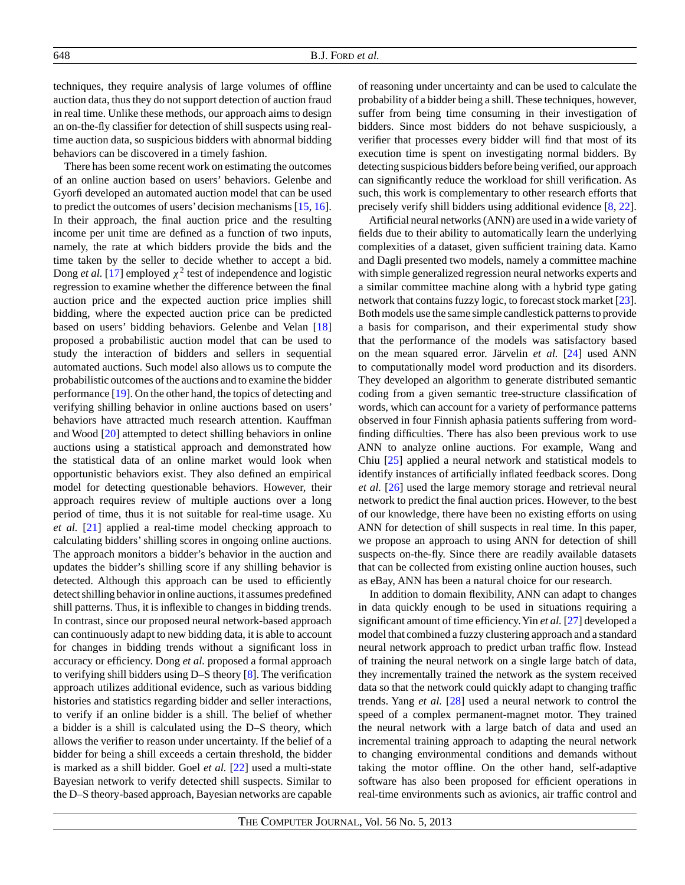techniques, they require analysis of large volumes of offline auction data, thus they do not support detection of auction fraud in real time. Unlike these methods, our approach aims to design an on-the-fly classifier for detection of shill suspects using real-time auction data, so suspicious bidders with abnormal bidding behaviors can be discovered in a timely fashion.

There has been some recent work on estimating the outcomes of an online auction based on users' behaviors. Gelenbe and Gyorfi developed an automated auction model that can be used to predict the outcomes of users' decision mechanisms [15, 16]. In their approach, the final auction price and the resulting income per unit time are defined as a function of two inputs, namely, the rate at which bidders provide the bids and the time taken by the seller to decide whether to accept a bid. Dong *et al.* [17] employed $\chi^2$ test of independence and logistic regression to examine whether the difference between the final auction price and the expected auction price implies shill bidding, where the expected auction price can be predicted based on users' bidding behaviors. Gelenbe and Velan [18] proposed a probabilistic auction model that can be used to study the interaction of bidders and sellers in sequential automated auctions. Such model also allows us to compute the probabilistic outcomes of the auctions and to examine the bidder performance [19]. On the other hand, the topics of detecting and verifying shilling behavior in online auctions based on users' behaviors have attracted much research attention. Kauffman and Wood [20] attempted to detect shilling behaviors in online auctions using a statistical approach and demonstrated how the statistical data of an online market would look when opportunistic behaviors exist. They also defined an empirical model for detecting questionable behaviors. However, their approach requires review of multiple auctions over a long period of time, thus it is not suitable for real-time usage. Xu *et al.* [21] applied a real-time model checking approach to calculating bidders' shilling scores in ongoing online auctions. The approach monitors a bidder's behavior in the auction and updates the bidder's shilling score if any shilling behavior is detected. Although this approach can be used to efficiently detect shilling behavior in online auctions, it assumes predefined shill patterns. Thus, it is inflexible to changes in bidding trends. In contrast, since our proposed neural network-based approach can continuously adapt to new bidding data, it is able to account for changes in bidding trends without a significant loss in accuracy or efficiency. Dong *et al.* proposed a formal approach to verifying shill bidders using D–S theory [8]. The verification approach utilizes additional evidence, such as various bidding histories and statistics regarding bidder and seller interactions, to verify if an online bidder is a shill. The belief of whether a bidder is a shill is calculated using the D–S theory, which allows the verifier to reason under uncertainty. If the belief of a bidder for being a shill exceeds a certain threshold, the bidder is marked as a shill bidder. Goel *et al.* [22] used a multi-state Bayesian network to verify detected shill suspects. Similar to the D–S theory-based approach, Bayesian networks are capable of reasoning under uncertainty and can be used to calculate the probability of a bidder being a shill. These techniques, however, suffer from being time consuming in their investigation of bidders. Since most bidders do not behave suspiciously, a verifier that processes every bidder will find that most of its execution time is spent on investigating normal bidders. By detecting suspicious bidders before being verified, our approach can significantly reduce the workload for shill verification. As such, this work is complementary to other research efforts that precisely verify shill bidders using additional evidence [8, 22].

Artificial neural networks (ANN) are used in a wide variety of fields due to their ability to automatically learn the underlying complexities of a dataset, given sufficient training data. Kamo and Dagli presented two models, namely a committee machine with simple generalized regression neural networks experts and a similar committee machine along with a hybrid type gating network that contains fuzzy logic, to forecast stock market [23]. Both models use the same simple candlestick patterns to provide a basis for comparison, and their experimental study show that the performance of the models was satisfactory based on the mean squared error. Järvelin *et al.* [24] used ANN to computationally model word production and its disorders. They developed an algorithm to generate distributed semantic coding from a given semantic tree-structure classification of words, which can account for a variety of performance patterns observed in four Finnish aphasia patients suffering from word-finding difficulties. There has also been previous work to use ANN to analyze online auctions. For example, Wang and Chiu [25] applied a neural network and statistical models to identify instances of artificially inflated feedback scores. Dong *et al.* [26] used the large memory storage and retrieval neural network to predict the final auction prices. However, to the best of our knowledge, there have been no existing efforts on using ANN for detection of shill suspects in real time. In this paper, we propose an approach to using ANN for detection of shill suspects on-the-fly. Since there are readily available datasets that can be collected from existing online auction houses, such as eBay, ANN has been a natural choice for our research.

In addition to domain flexibility, ANN can adapt to changes in data quickly enough to be used in situations requiring a significant amount of time efficiency. Yin *et al.* [27] developed a model that combined a fuzzy clustering approach and a standard neural network approach to predict urban traffic flow. Instead of training the neural network on a single large batch of data, they incrementally trained the network as the system received data so that the network could quickly adapt to changing traffic trends. Yang *et al.* [28] used a neural network to control the speed of a complex permanent-magnet motor. They trained the neural network with a large batch of data and used an incremental training approach to adapting the neural network to changing environmental conditions and demands without taking the motor offline. On the other hand, self-adaptive software has also been proposed for efficient operations in real-time environments such as avionics, air traffic control and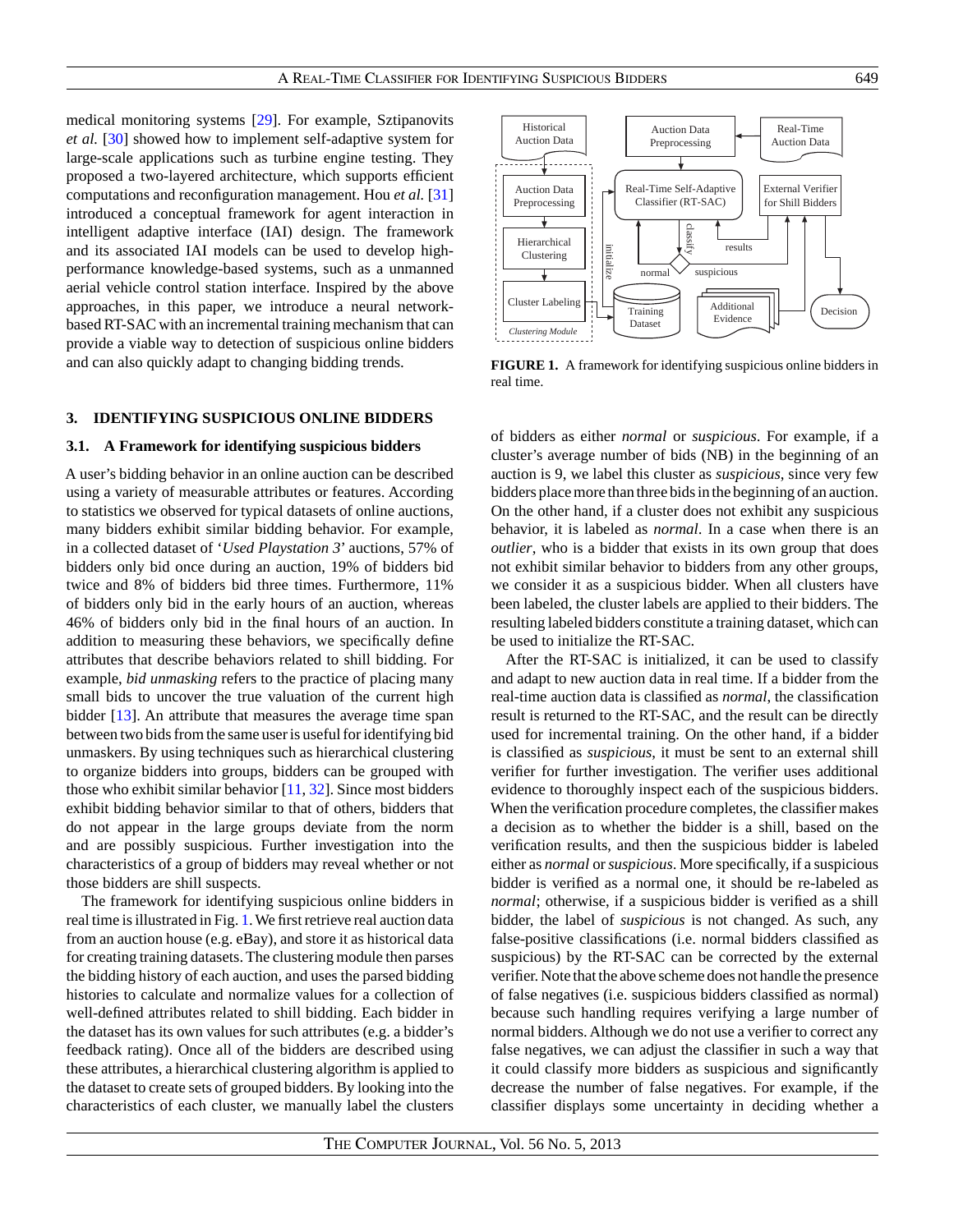medical monitoring systems [29]. For example, Sztipanovits *et al.* [30] showed how to implement self-adaptive system for large-scale applications such as turbine engine testing. They proposed a two-layered architecture, which supports efficient computations and reconfiguration management. Hou *et al.* [31] introduced a conceptual framework for agent interaction in intelligent adaptive interface (IAI) design. The framework and its associated IAI models can be used to develop high-performance knowledge-based systems, such as a unmanned aerial vehicle control station interface. Inspired by the above approaches, in this paper, we introduce a neural network-based RT-SAC with an incremental training mechanism that can provide a viable way to detection of suspicious online bidders and can also quickly adapt to changing bidding trends.

## 3. IDENTIFYING SUSPICIOUS ONLINE BIDDERS

### 3.1. A Framework for identifying suspicious bidders

A user's bidding behavior in an online auction can be described using a variety of measurable attributes or features. According to statistics we observed for typical datasets of online auctions, many bidders exhibit similar bidding behavior. For example, in a collected dataset of '*Used Playstation 3*' auctions, 57% of bidders only bid once during an auction, 19% of bidders bid twice and 8% of bidders bid three times. Furthermore, 11% of bidders only bid in the early hours of an auction, whereas 46% of bidders only bid in the final hours of an auction. In addition to measuring these behaviors, we specifically define attributes that describe behaviors related to shill bidding. For example, *bid unmasking* refers to the practice of placing many small bids to uncover the true valuation of the current high bidder [13]. An attribute that measures the average time span between two bids from the same user is useful for identifying bid unmaskers. By using techniques such as hierarchical clustering to organize bidders into groups, bidders can be grouped with those who exhibit similar behavior [11, 32]. Since most bidders exhibit bidding behavior similar to that of others, bidders that do not appear in the large groups deviate from the norm and are possibly suspicious. Further investigation into the characteristics of a group of bidders may reveal whether or not those bidders are shill suspects.

The framework for identifying suspicious online bidders in real time is illustrated in Fig. 1. We first retrieve real auction data from an auction house (e.g. eBay), and store it as historical data for creating training datasets. The clustering module then parses the bidding history of each auction, and uses the parsed bidding histories to calculate and normalize values for a collection of well-defined attributes related to shill bidding. Each bidder in the dataset has its own values for such attributes (e.g. a bidder's feedback rating). Once all of the bidders are described using these attributes, a hierarchical clustering algorithm is applied to the dataset to create sets of grouped bidders. By looking into the characteristics of each cluster, we manually label the clusters

Historical Auction Data
Auction Data Preprocessing
Real-Time Auction Data
Auction Data Preprocessing
Hierarchical Clustering
Cluster Labeling
Clustering Module
initialize
Real-Time Self-Adaptive Classifier (RT-SAC)
classify
normal
suspicious
results
Training Dataset
Additional Evidence
External Verifier for Shill Bidders
Decision

**FIGURE 1.** A framework for identifying suspicious online bidders in real time.

of bidders as either *normal* or *suspicious*. For example, if a cluster's average number of bids (NB) in the beginning of an auction is 9, we label this cluster as *suspicious*, since very few bidders place more than three bids in the beginning of an auction. On the other hand, if a cluster does not exhibit any suspicious behavior, it is labeled as *normal*. In a case when there is an *outlier*, who is a bidder that exists in its own group that does not exhibit similar behavior to bidders from any other groups, we consider it as a suspicious bidder. When all clusters have been labeled, the cluster labels are applied to their bidders. The resulting labeled bidders constitute a training dataset, which can be used to initialize the RT-SAC.

After the RT-SAC is initialized, it can be used to classify and adapt to new auction data in real time. If a bidder from the real-time auction data is classified as *normal*, the classification result is returned to the RT-SAC, and the result can be directly used for incremental training. On the other hand, if a bidder is classified as *suspicious*, it must be sent to an external shill verifier for further investigation. The verifier uses additional evidence to thoroughly inspect each of the suspicious bidders. When the verification procedure completes, the classifier makes a decision as to whether the bidder is a shill, based on the verification results, and then the suspicious bidder is labeled either as *normal* or *suspicious*. More specifically, if a suspicious bidder is verified as a normal one, it should be re-labeled as *normal*; otherwise, if a suspicious bidder is verified as a shill bidder, the label of *suspicious* is not changed. As such, any false-positive classifications (i.e. normal bidders classified as suspicious) by the RT-SAC can be corrected by the external verifier. Note that the above scheme does not handle the presence of false negatives (i.e. suspicious bidders classified as normal) because such handling requires verifying a large number of normal bidders. Although we do not use a verifier to correct any false negatives, we can adjust the classifier in such a way that it could classify more bidders as suspicious and significantly decrease the number of false negatives. For example, if the classifier displays some uncertainty in deciding whether a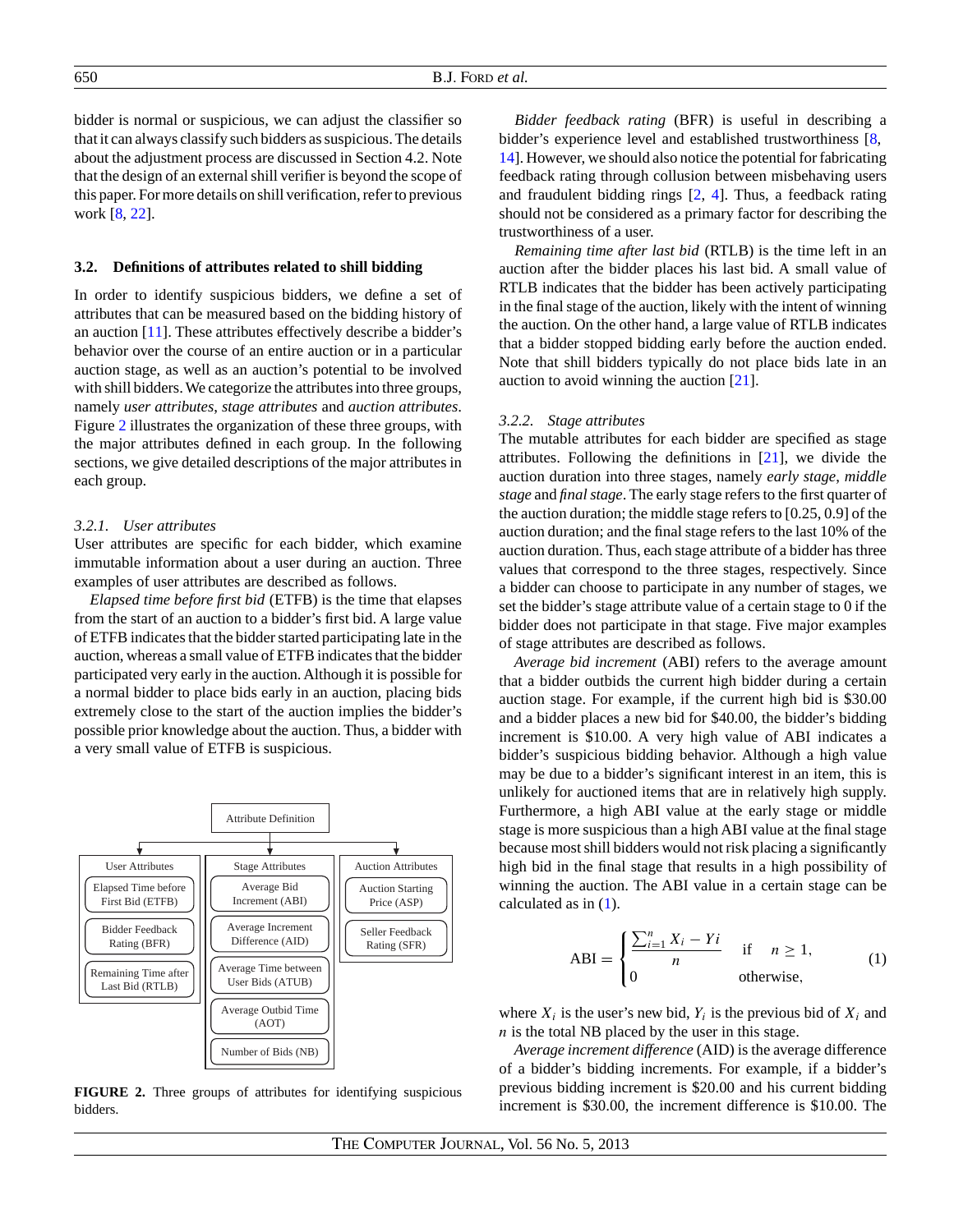bidder is normal or suspicious, we can adjust the classifier so that it can always classify such bidders as suspicious. The details about the adjustment process are discussed in Section 4.2. Note that the design of an external shill verifier is beyond the scope of this paper. For more details on shill verification, refer to previous work [8, 22].

### 3.2. Definitions of attributes related to shill bidding

In order to identify suspicious bidders, we define a set of attributes that can be measured based on the bidding history of an auction [11]. These attributes effectively describe a bidder's behavior over the course of an entire auction or in a particular auction stage, as well as an auction's potential to be involved with shill bidders. We categorize the attributes into three groups, namely *user attributes*, *stage attributes* and *auction attributes*. Figure 2 illustrates the organization of these three groups, with the major attributes defined in each group. In the following sections, we give detailed descriptions of the major attributes in each group.

#### 3.2.1. User attributes

User attributes are specific for each bidder, which examine immutable information about a user during an auction. Three examples of user attributes are described as follows.

*Elapsed time before first bid* (ETFB) is the time that elapses from the start of an auction to a bidder's first bid. A large value of ETFB indicates that the bidder started participating late in the auction, whereas a small value of ETFB indicates that the bidder participated very early in the auction. Although it is possible for a normal bidder to place bids early in an auction, placing bids extremely close to the start of the auction implies the bidder's possible prior knowledge about the auction. Thus, a bidder with a very small value of ETFB is suspicious.

- Attribute Definition
  - User Attributes
    - Elapsed Time before First Bid (ETFB)
    - Bidder Feedback Rating (BFR)
    - Remaining Time after Last Bid (RTLB)
  - Stage Attributes
    - Average Bid Increment (ABI)
    - Average Increment Difference (AID)
    - Average Time between User Bids (ATUB)
    - Average Outbid Time (AOT)
    - Number of Bids (NB)
  - Auction Attributes
    - Auction Starting Price (ASP)
    - Seller Feedback Rating (SFR)

**FIGURE 2.** Three groups of attributes for identifying suspicious bidders.

*Bidder feedback rating* (BFR) is useful in describing a bidder's experience level and established trustworthiness [8, 14]. However, we should also notice the potential for fabricating feedback rating through collusion between misbehaving users and fraudulent bidding rings [2, 4]. Thus, a feedback rating should not be considered as a primary factor for describing the trustworthiness of a user.

*Remaining time after last bid* (RTLB) is the time left in an auction after the bidder places his last bid. A small value of RTLB indicates that the bidder has been actively participating in the final stage of the auction, likely with the intent of winning the auction. On the other hand, a large value of RTLB indicates that a bidder stopped bidding early before the auction ended. Note that shill bidders typically do not place bids late in an auction to avoid winning the auction [21].

#### 3.2.2. Stage attributes

The mutable attributes for each bidder are specified as stage attributes. Following the definitions in [21], we divide the auction duration into three stages, namely *early stage*, *middle stage* and *final stage*. The early stage refers to the first quarter of the auction duration; the middle stage refers to [0.25, 0.9] of the auction duration; and the final stage refers to the last 10% of the auction duration. Thus, each stage attribute of a bidder has three values that correspond to the three stages, respectively. Since a bidder can choose to participate in any number of stages, we set the bidder's stage attribute value of a certain stage to 0 if the bidder does not participate in that stage. Five major examples of stage attributes are described as follows.

*Average bid increment* (ABI) refers to the average amount that a bidder outbids the current high bidder during a certain auction stage. For example, if the current high bid is $30.00 and a bidder places a new bid for $40.00, the bidder's bidding increment is $10.00. A very high value of ABI indicates a bidder's suspicious bidding behavior. Although a high value may be due to a bidder's significant interest in an item, this is unlikely for auctioned items that are in relatively high supply. Furthermore, a high ABI value at the early stage or middle stage is more suspicious than a high ABI value at the final stage because most shill bidders would not risk placing a significantly high bid in the final stage that results in a high possibility of winning the auction. The ABI value in a certain stage can be calculated as in (1).

$$\text{ABI} = \begin{cases} \dfrac{\sum_{i=1}^{n} X_i - Yi}{n} & \text{if} \quad n \geq 1, \\ 0 & \text{otherwise,} \end{cases} \tag{1}$$

where $X_i$ is the user's new bid, $Y_i$ is the previous bid of $X_i$ and $n$ is the total NB placed by the user in this stage.

*Average increment difference* (AID) is the average difference of a bidder's bidding increments. For example, if a bidder's previous bidding increment is $20.00 and his current bidding increment is $30.00, the increment difference is $10.00. The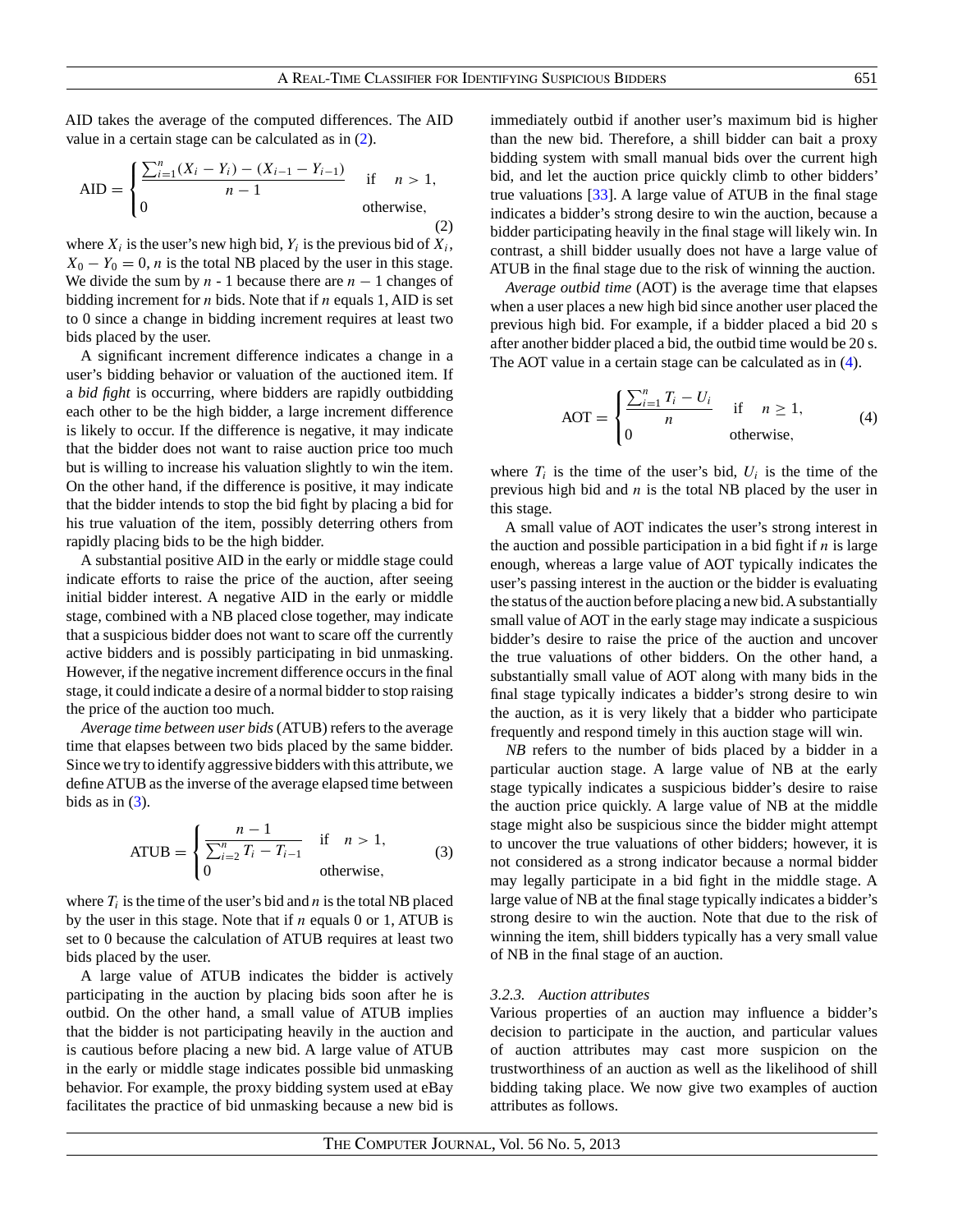AID takes the average of the computed differences. The AID value in a certain stage can be calculated as in (2).

$$\text{AID} = \begin{cases} \dfrac{\sum_{i=1}^{n}(X_i - Y_i) - (X_{i-1} - Y_{i-1})}{n-1} & \text{if} \quad n > 1, \\ 0 & \text{otherwise}, \end{cases} \tag{2}$$

where $X_i$ is the user's new high bid, $Y_i$ is the previous bid of $X_i$, $X_0 - Y_0 = 0$, $n$ is the total NB placed by the user in this stage. We divide the sum by $n$ - 1 because there are $n - 1$ changes of bidding increment for $n$ bids. Note that if $n$ equals 1, AID is set to 0 since a change in bidding increment requires at least two bids placed by the user.

A significant increment difference indicates a change in a user's bidding behavior or valuation of the auctioned item. If a *bid fight* is occurring, where bidders are rapidly outbidding each other to be the high bidder, a large increment difference is likely to occur. If the difference is negative, it may indicate that the bidder does not want to raise auction price too much but is willing to increase his valuation slightly to win the item. On the other hand, if the difference is positive, it may indicate that the bidder intends to stop the bid fight by placing a bid for his true valuation of the item, possibly deterring others from rapidly placing bids to be the high bidder.

A substantial positive AID in the early or middle stage could indicate efforts to raise the price of the auction, after seeing initial bidder interest. A negative AID in the early or middle stage, combined with a NB placed close together, may indicate that a suspicious bidder does not want to scare off the currently active bidders and is possibly participating in bid unmasking. However, if the negative increment difference occurs in the final stage, it could indicate a desire of a normal bidder to stop raising the price of the auction too much.

*Average time between user bids* (ATUB) refers to the average time that elapses between two bids placed by the same bidder. Since we try to identify aggressive bidders with this attribute, we define ATUB as the inverse of the average elapsed time between bids as in (3).

$$\text{ATUB} = \begin{cases} \dfrac{n-1}{\sum_{i=2}^{n} T_i - T_{i-1}} & \text{if} \quad n > 1, \\ 0 & \text{otherwise}, \end{cases} \tag{3}$$

where $T_i$ is the time of the user's bid and $n$ is the total NB placed by the user in this stage. Note that if $n$ equals 0 or 1, ATUB is set to 0 because the calculation of ATUB requires at least two bids placed by the user.

A large value of ATUB indicates the bidder is actively participating in the auction by placing bids soon after he is outbid. On the other hand, a small value of ATUB implies that the bidder is not participating heavily in the auction and is cautious before placing a new bid. A large value of ATUB in the early or middle stage indicates possible bid unmasking behavior. For example, the proxy bidding system used at eBay facilitates the practice of bid unmasking because a new bid is immediately outbid if another user's maximum bid is higher than the new bid. Therefore, a shill bidder can bait a proxy bidding system with small manual bids over the current high bid, and let the auction price quickly climb to other bidders' true valuations [33]. A large value of ATUB in the final stage indicates a bidder's strong desire to win the auction, because a bidder participating heavily in the final stage will likely win. In contrast, a shill bidder usually does not have a large value of ATUB in the final stage due to the risk of winning the auction.

*Average outbid time* (AOT) is the average time that elapses when a user places a new high bid since another user placed the previous high bid. For example, if a bidder placed a bid 20 s after another bidder placed a bid, the outbid time would be 20 s. The AOT value in a certain stage can be calculated as in (4).

$$\text{AOT} = \begin{cases} \dfrac{\sum_{i=1}^{n} T_i - U_i}{n} & \text{if} \quad n \geq 1, \\ 0 & \text{otherwise}, \end{cases} \tag{4}$$

where $T_i$ is the time of the user's bid, $U_i$ is the time of the previous high bid and $n$ is the total NB placed by the user in this stage.

A small value of AOT indicates the user's strong interest in the auction and possible participation in a bid fight if $n$ is large enough, whereas a large value of AOT typically indicates the user's passing interest in the auction or the bidder is evaluating the status of the auction before placing a new bid. A substantially small value of AOT in the early stage may indicate a suspicious bidder's desire to raise the price of the auction and uncover the true valuations of other bidders. On the other hand, a substantially small value of AOT along with many bids in the final stage typically indicates a bidder's strong desire to win the auction, as it is very likely that a bidder who participate frequently and respond timely in this auction stage will win.

*NB* refers to the number of bids placed by a bidder in a particular auction stage. A large value of NB at the early stage typically indicates a suspicious bidder's desire to raise the auction price quickly. A large value of NB at the middle stage might also be suspicious since the bidder might attempt to uncover the true valuations of other bidders; however, it is not considered as a strong indicator because a normal bidder may legally participate in a bid fight in the middle stage. A large value of NB at the final stage typically indicates a bidder's strong desire to win the auction. Note that due to the risk of winning the item, shill bidders typically has a very small value of NB in the final stage of an auction.

#### *3.2.3. Auction attributes*

Various properties of an auction may influence a bidder's decision to participate in the auction, and particular values of auction attributes may cast more suspicion on the trustworthiness of an auction as well as the likelihood of shill bidding taking place. We now give two examples of auction attributes as follows.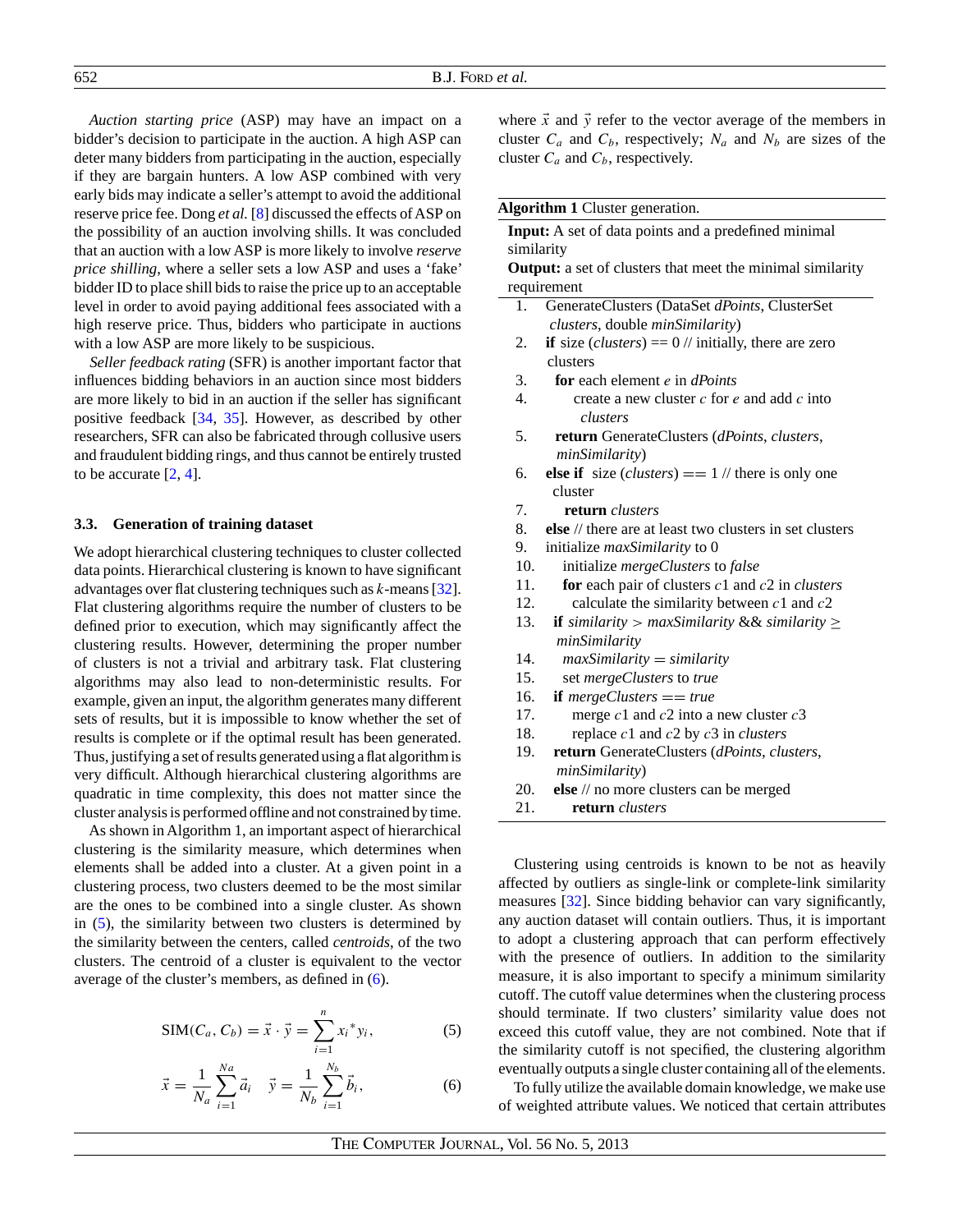*Auction starting price* (ASP) may have an impact on a bidder's decision to participate in the auction. A high ASP can deter many bidders from participating in the auction, especially if they are bargain hunters. A low ASP combined with very early bids may indicate a seller's attempt to avoid the additional reserve price fee. Dong *et al.* [8] discussed the effects of ASP on the possibility of an auction involving shills. It was concluded that an auction with a low ASP is more likely to involve *reserve price shilling*, where a seller sets a low ASP and uses a 'fake' bidder ID to place shill bids to raise the price up to an acceptable level in order to avoid paying additional fees associated with a high reserve price. Thus, bidders who participate in auctions with a low ASP are more likely to be suspicious.

*Seller feedback rating* (SFR) is another important factor that influences bidding behaviors in an auction since most bidders are more likely to bid in an auction if the seller has significant positive feedback [34, 35]. However, as described by other researchers, SFR can also be fabricated through collusive users and fraudulent bidding rings, and thus cannot be entirely trusted to be accurate [2, 4].

### 3.3. Generation of training dataset

We adopt hierarchical clustering techniques to cluster collected data points. Hierarchical clustering is known to have significant advantages over flat clustering techniques such as $k$-means [32]. Flat clustering algorithms require the number of clusters to be defined prior to execution, which may significantly affect the clustering results. However, determining the proper number of clusters is not a trivial and arbitrary task. Flat clustering algorithms may also lead to non-deterministic results. For example, given an input, the algorithm generates many different sets of results, but it is impossible to know whether the set of results is complete or if the optimal result has been generated. Thus, justifying a set of results generated using a flat algorithm is very difficult. Although hierarchical clustering algorithms are quadratic in time complexity, this does not matter since the cluster analysis is performed offline and not constrained by time.

As shown in Algorithm 1, an important aspect of hierarchical clustering is the similarity measure, which determines when elements shall be added into a cluster. At a given point in a clustering process, two clusters deemed to be the most similar are the ones to be combined into a single cluster. As shown in (5), the similarity between two clusters is determined by the similarity between the centers, called *centroids*, of the two clusters. The centroid of a cluster is equivalent to the vector average of the cluster's members, as defined in (6).

$$\mathrm{SIM}(C_a, C_b) = \vec{x} \cdot \vec{y} = \sum_{i=1}^{n} {x_i}^* y_i, \tag{5}$$

$$\vec{x} = \frac{1}{N_a} \sum_{i=1}^{Na} \vec{a}_i \quad \vec{y} = \frac{1}{N_b} \sum_{i=1}^{N_b} \vec{b}_i, \tag{6}$$

where $\vec{x}$ and $\vec{y}$ refer to the vector average of the members in cluster $C_a$ and $C_b$, respectively; $N_a$ and $N_b$ are sizes of the cluster $C_a$ and $C_b$, respectively.

**Algorithm 1** Cluster generation.

**Input:** A set of data points and a predefined minimal similarity
**Output:** a set of clusters that meet the minimal similarity requirement

```
1.  GenerateClusters (DataSet dPoints, ClusterSet clusters, double minSimilarity)
2.  if size (clusters) == 0 // initially, there are zero clusters
3.    for each element e in dPoints
4.       create a new cluster c for e and add c into clusters
5.    return GenerateClusters (dPoints, clusters, minSimilarity)
6.  else if size (clusters) == 1 // there is only one cluster
7.     return clusters
8.  else // there are at least two clusters in set clusters
9.  initialize maxSimilarity to 0
10.   initialize mergeClusters to false
11.   for each pair of clusters c1 and c2 in clusters
12.      calculate the similarity between c1 and c2
13.   if similarity > maxSimilarity && similarity ≥ minSimilarity
14.   maxSimilarity = similarity
15.   set mergeClusters to true
16.   if mergeClusters == true
17.      merge c1 and c2 into a new cluster c3
18.      replace c1 and c2 by c3 in clusters
19.   return GenerateClusters (dPoints, clusters, minSimilarity)
20.   else // no more clusters can be merged
21.      return clusters
```

Clustering using centroids is known to be not as heavily affected by outliers as single-link or complete-link similarity measures [32]. Since bidding behavior can vary significantly, any auction dataset will contain outliers. Thus, it is important to adopt a clustering approach that can perform effectively with the presence of outliers. In addition to the similarity measure, it is also important to specify a minimum similarity cutoff. The cutoff value determines when the clustering process should terminate. If two clusters' similarity value does not exceed this cutoff value, they are not combined. Note that if the similarity cutoff is not specified, the clustering algorithm eventually outputs a single cluster containing all of the elements.

To fully utilize the available domain knowledge, we make use of weighted attribute values. We noticed that certain attributes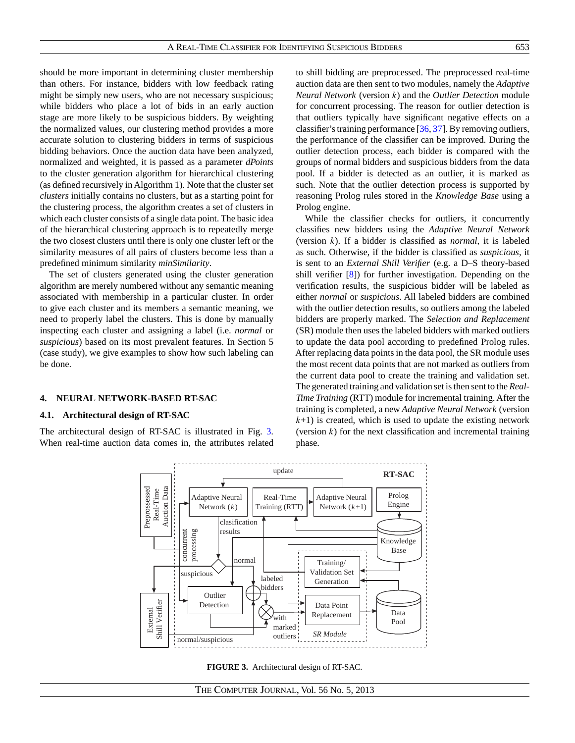should be more important in determining cluster membership than others. For instance, bidders with low feedback rating might be simply new users, who are not necessary suspicious; while bidders who place a lot of bids in an early auction stage are more likely to be suspicious bidders. By weighting the normalized values, our clustering method provides a more accurate solution to clustering bidders in terms of suspicious bidding behaviors. Once the auction data have been analyzed, normalized and weighted, it is passed as a parameter *dPoints* to the cluster generation algorithm for hierarchical clustering (as defined recursively in Algorithm 1). Note that the cluster set *clusters* initially contains no clusters, but as a starting point for the clustering process, the algorithm creates a set of clusters in which each cluster consists of a single data point. The basic idea of the hierarchical clustering approach is to repeatedly merge the two closest clusters until there is only one cluster left or the similarity measures of all pairs of clusters become less than a predefined minimum similarity *minSimilarity*.

The set of clusters generated using the cluster generation algorithm are merely numbered without any semantic meaning associated with membership in a particular cluster. In order to give each cluster and its members a semantic meaning, we need to properly label the clusters. This is done by manually inspecting each cluster and assigning a label (i.e. *normal* or *suspicious*) based on its most prevalent features. In Section 5 (case study), we give examples to show how such labeling can be done.

## 4. NEURAL NETWORK-BASED RT-SAC

### 4.1. Architectural design of RT-SAC

The architectural design of RT-SAC is illustrated in Fig. 3. When real-time auction data comes in, the attributes related to shill bidding are preprocessed. The preprocessed real-time auction data are then sent to two modules, namely the *Adaptive Neural Network* (version $k$) and the *Outlier Detection* module for concurrent processing. The reason for outlier detection is that outliers typically have significant negative effects on a classifier's training performance [36, 37]. By removing outliers, the performance of the classifier can be improved. During the outlier detection process, each bidder is compared with the groups of normal bidders and suspicious bidders from the data pool. If a bidder is detected as an outlier, it is marked as such. Note that the outlier detection process is supported by reasoning Prolog rules stored in the *Knowledge Base* using a Prolog engine.

While the classifier checks for outliers, it concurrently classifies new bidders using the *Adaptive Neural Network* (version $k$). If a bidder is classified as *normal*, it is labeled as such. Otherwise, if the bidder is classified as *suspicious*, it is sent to an *External Shill Verifier* (e.g. a D–S theory-based shill verifier [8]) for further investigation. Depending on the verification results, the suspicious bidder will be labeled as either *normal* or *suspicious*. All labeled bidders are combined with the outlier detection results, so outliers among the labeled bidders are properly marked. The *Selection and Replacement* (SR) module then uses the labeled bidders with marked outliers to update the data pool according to predefined Prolog rules. After replacing data points in the data pool, the SR module uses the most recent data points that are not marked as outliers from the current data pool to create the training and validation set. The generated training and validation set is then sent to the *Real-Time Training* (RTT) module for incremental training. After the training is completed, a new *Adaptive Neural Network* (version $k$+1) is created, which is used to update the existing network (version $k$) for the next classification and incremental training phase.

**FIGURE 3.** Architectural design of RT-SAC.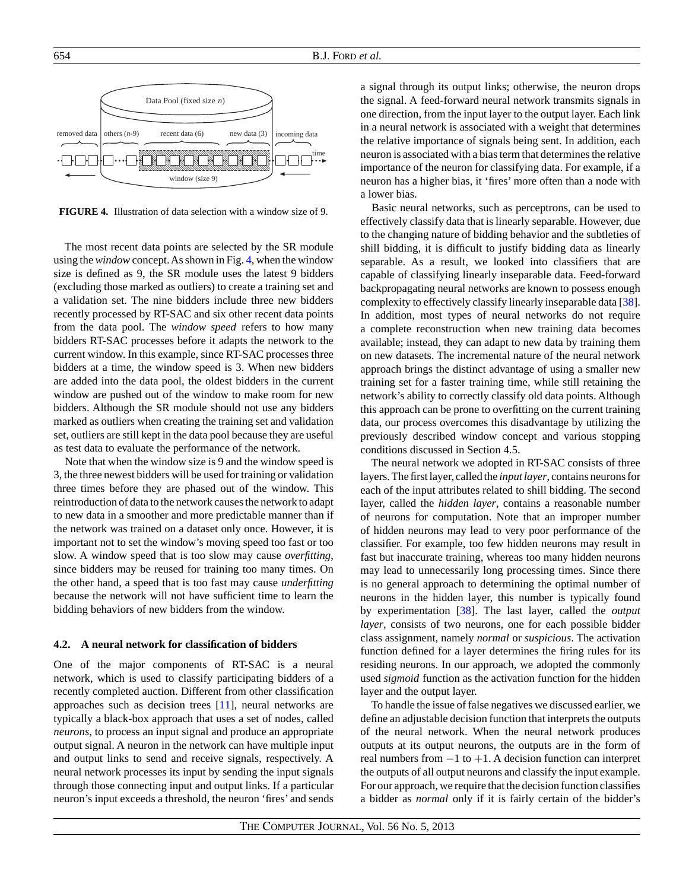FIGURE 4. Illustration of data selection with a window size of 9.

The most recent data points are selected by the SR module using the *window* concept. As shown in Fig. 4, when the window size is defined as 9, the SR module uses the latest 9 bidders (excluding those marked as outliers) to create a training set and a validation set. The nine bidders include three new bidders recently processed by RT-SAC and six other recent data points from the data pool. The *window speed* refers to how many bidders RT-SAC processes before it adapts the network to the current window. In this example, since RT-SAC processes three bidders at a time, the window speed is 3. When new bidders are added into the data pool, the oldest bidders in the current window are pushed out of the window to make room for new bidders. Although the SR module should not use any bidders marked as outliers when creating the training set and validation set, outliers are still kept in the data pool because they are useful as test data to evaluate the performance of the network.

Note that when the window size is 9 and the window speed is 3, the three newest bidders will be used for training or validation three times before they are phased out of the window. This reintroduction of data to the network causes the network to adapt to new data in a smoother and more predictable manner than if the network was trained on a dataset only once. However, it is important not to set the window's moving speed too fast or too slow. A window speed that is too slow may cause *overfitting*, since bidders may be reused for training too many times. On the other hand, a speed that is too fast may cause *underfitting* because the network will not have sufficient time to learn the bidding behaviors of new bidders from the window.

### 4.2. A neural network for classification of bidders

One of the major components of RT-SAC is a neural network, which is used to classify participating bidders of a recently completed auction. Different from other classification approaches such as decision trees [11], neural networks are typically a black-box approach that uses a set of nodes, called *neurons*, to process an input signal and produce an appropriate output signal. A neuron in the network can have multiple input and output links to send and receive signals, respectively. A neural network processes its input by sending the input signals through those connecting input and output links. If a particular neuron's input exceeds a threshold, the neuron 'fires' and sends a signal through its output links; otherwise, the neuron drops the signal. A feed-forward neural network transmits signals in one direction, from the input layer to the output layer. Each link in a neural network is associated with a weight that determines the relative importance of signals being sent. In addition, each neuron is associated with a bias term that determines the relative importance of the neuron for classifying data. For example, if a neuron has a higher bias, it 'fires' more often than a node with a lower bias.

Basic neural networks, such as perceptrons, can be used to effectively classify data that is linearly separable. However, due to the changing nature of bidding behavior and the subtleties of shill bidding, it is difficult to justify bidding data as linearly separable. As a result, we looked into classifiers that are capable of classifying linearly inseparable data. Feed-forward backpropagating neural networks are known to possess enough complexity to effectively classify linearly inseparable data [38]. In addition, most types of neural networks do not require a complete reconstruction when new training data becomes available; instead, they can adapt to new data by training them on new datasets. The incremental nature of the neural network approach brings the distinct advantage of using a smaller new training set for a faster training time, while still retaining the network's ability to correctly classify old data points. Although this approach can be prone to overfitting on the current training data, our process overcomes this disadvantage by utilizing the previously described window concept and various stopping conditions discussed in Section 4.5.

The neural network we adopted in RT-SAC consists of three layers. The first layer, called the *input layer*, contains neurons for each of the input attributes related to shill bidding. The second layer, called the *hidden layer*, contains a reasonable number of neurons for computation. Note that an improper number of hidden neurons may lead to very poor performance of the classifier. For example, too few hidden neurons may result in fast but inaccurate training, whereas too many hidden neurons may lead to unnecessarily long processing times. Since there is no general approach to determining the optimal number of neurons in the hidden layer, this number is typically found by experimentation [38]. The last layer, called the *output layer*, consists of two neurons, one for each possible bidder class assignment, namely *normal* or *suspicious*. The activation function defined for a layer determines the firing rules for its residing neurons. In our approach, we adopted the commonly used *sigmoid* function as the activation function for the hidden layer and the output layer.

To handle the issue of false negatives we discussed earlier, we define an adjustable decision function that interprets the outputs of the neural network. When the neural network produces outputs at its output neurons, the outputs are in the form of real numbers from $-1$ to $+1$. A decision function can interpret the outputs of all output neurons and classify the input example. For our approach, we require that the decision function classifies a bidder as *normal* only if it is fairly certain of the bidder's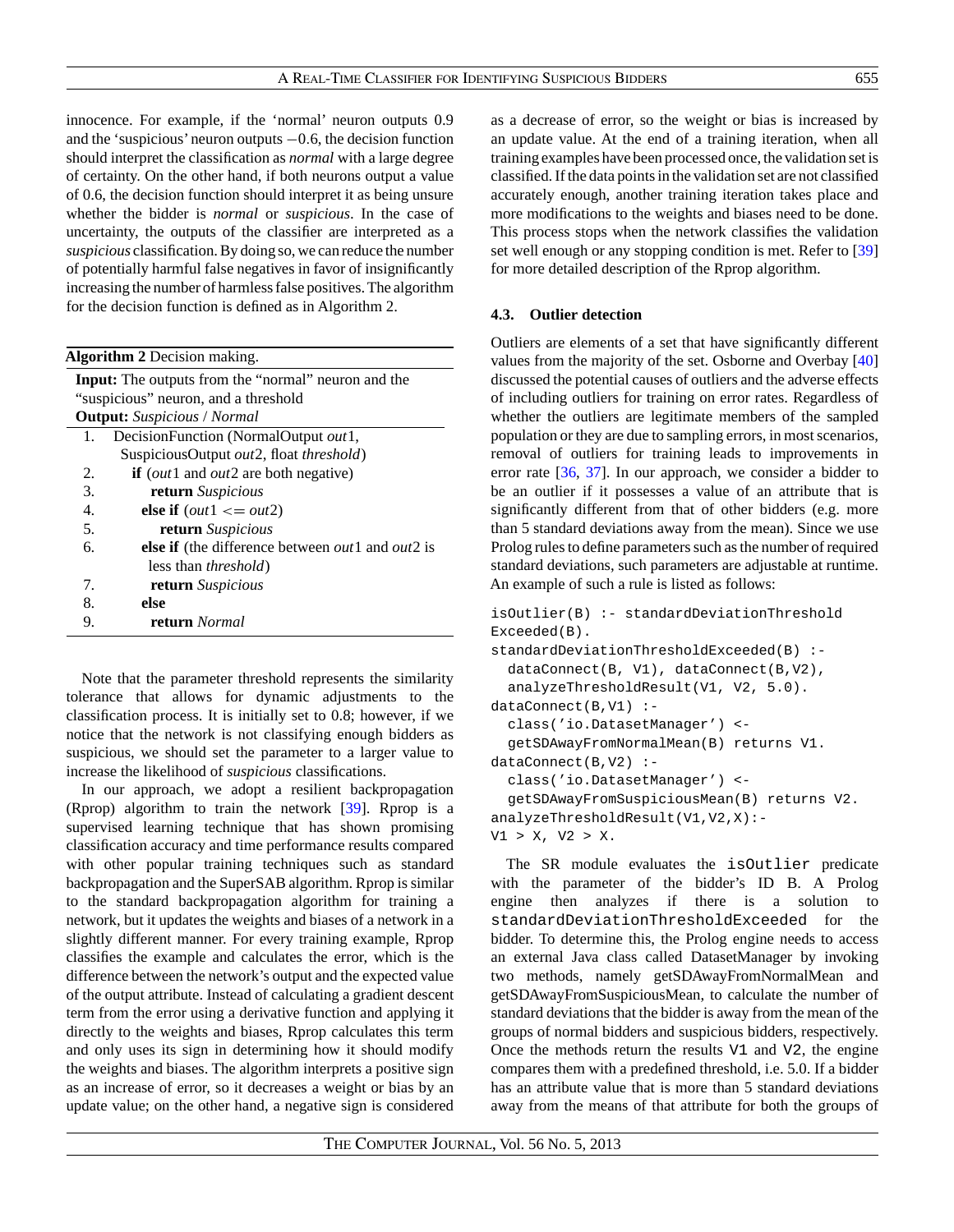innocence. For example, if the 'normal' neuron outputs 0.9 and the 'suspicious' neuron outputs −0.6, the decision function should interpret the classification as *normal* with a large degree of certainty. On the other hand, if both neurons output a value of 0.6, the decision function should interpret it as being unsure whether the bidder is *normal* or *suspicious*. In the case of uncertainty, the outputs of the classifier are interpreted as a *suspicious* classification. By doing so, we can reduce the number of potentially harmful false negatives in favor of insignificantly increasing the number of harmless false positives. The algorithm for the decision function is defined as in Algorithm 2.

**Algorithm 2** Decision making.

**Input:** The outputs from the "normal" neuron and the "suspicious" neuron, and a threshold
**Output:** *Suspicious* / *Normal*

1. DecisionFunction (NormalOutput *out*1, SuspiciousOutput *out*2, float *threshold*)
2. **if** (*out*1 and *out*2 are both negative)
3. **return** *Suspicious*
4. **else if** (*out*1 <= *out*2)
5. **return** *Suspicious*
6. **else if** (the difference between *out*1 and *out*2 is less than *threshold*)
7. **return** *Suspicious*
8. **else**
9. **return** *Normal*

Note that the parameter threshold represents the similarity tolerance that allows for dynamic adjustments to the classification process. It is initially set to 0.8; however, if we notice that the network is not classifying enough bidders as suspicious, we should set the parameter to a larger value to increase the likelihood of *suspicious* classifications.

In our approach, we adopt a resilient backpropagation (Rprop) algorithm to train the network [39]. Rprop is a supervised learning technique that has shown promising classification accuracy and time performance results compared with other popular training techniques such as standard backpropagation and the SuperSAB algorithm. Rprop is similar to the standard backpropagation algorithm for training a network, but it updates the weights and biases of a network in a slightly different manner. For every training example, Rprop classifies the example and calculates the error, which is the difference between the network's output and the expected value of the output attribute. Instead of calculating a gradient descent term from the error using a derivative function and applying it directly to the weights and biases, Rprop calculates this term and only uses its sign in determining how it should modify the weights and biases. The algorithm interprets a positive sign as an increase of error, so it decreases a weight or bias by an update value; on the other hand, a negative sign is considered as a decrease of error, so the weight or bias is increased by an update value. At the end of a training iteration, when all training examples have been processed once, the validation set is classified. If the data points in the validation set are not classified accurately enough, another training iteration takes place and more modifications to the weights and biases need to be done. This process stops when the network classifies the validation set well enough or any stopping condition is met. Refer to [39] for more detailed description of the Rprop algorithm.

### 4.3. Outlier detection

Outliers are elements of a set that have significantly different values from the majority of the set. Osborne and Overbay [40] discussed the potential causes of outliers and the adverse effects of including outliers for training on error rates. Regardless of whether the outliers are legitimate members of the sampled population or they are due to sampling errors, in most scenarios, removal of outliers for training leads to improvements in error rate [36, 37]. In our approach, we consider a bidder to be an outlier if it possesses a value of an attribute that is significantly different from that of other bidders (e.g. more than 5 standard deviations away from the mean). Since we use Prolog rules to define parameters such as the number of required standard deviations, such parameters are adjustable at runtime. An example of such a rule is listed as follows:

```
isOutlier(B) :- standardDeviationThreshold
Exceeded(B).
standardDeviationThresholdExceeded(B) :-
  dataConnect(B, V1), dataConnect(B,V2),
  analyzeThresholdResult(V1, V2, 5.0).
dataConnect(B,V1) :-
  class('io.DatasetManager') <-
  getSDAwayFromNormalMean(B) returns V1.
dataConnect(B,V2) :-
  class('io.DatasetManager') <-
  getSDAwayFromSuspiciousMean(B) returns V2.
analyzeThresholdResult(V1,V2,X):-
V1 > X, V2 > X.
```

The SR module evaluates the `isOutlier` predicate with the parameter of the bidder's ID B. A Prolog engine then analyzes if there is a solution to `standardDeviationThresholdExceeded` for the bidder. To determine this, the Prolog engine needs to access an external Java class called DatasetManager by invoking two methods, namely getSDAwayFromNormalMean and getSDAwayFromSuspiciousMean, to calculate the number of standard deviations that the bidder is away from the mean of the groups of normal bidders and suspicious bidders, respectively. Once the methods return the results `V1` and `V2`, the engine compares them with a predefined threshold, i.e. 5.0. If a bidder has an attribute value that is more than 5 standard deviations away from the means of that attribute for both the groups of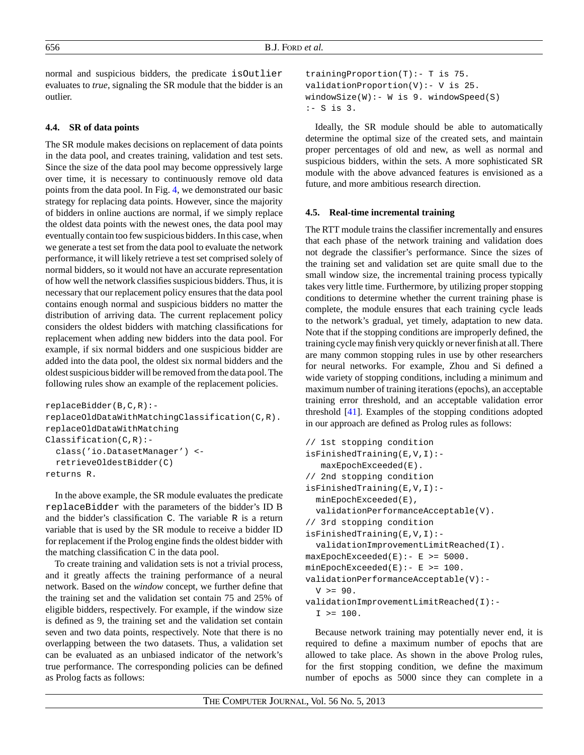normal and suspicious bidders, the predicate isOutlier evaluates to *true*, signaling the SR module that the bidder is an outlier.

### 4.4. SR of data points

The SR module makes decisions on replacement of data points in the data pool, and creates training, validation and test sets. Since the size of the data pool may become oppressively large over time, it is necessary to continuously remove old data points from the data pool. In Fig. 4, we demonstrated our basic strategy for replacing data points. However, since the majority of bidders in online auctions are normal, if we simply replace the oldest data points with the newest ones, the data pool may eventually contain too few suspicious bidders. In this case, when we generate a test set from the data pool to evaluate the network performance, it will likely retrieve a test set comprised solely of normal bidders, so it would not have an accurate representation of how well the network classifies suspicious bidders. Thus, it is necessary that our replacement policy ensures that the data pool contains enough normal and suspicious bidders no matter the distribution of arriving data. The current replacement policy considers the oldest bidders with matching classifications for replacement when adding new bidders into the data pool. For example, if six normal bidders and one suspicious bidder are added into the data pool, the oldest six normal bidders and the oldest suspicious bidder will be removed from the data pool. The following rules show an example of the replacement policies.

```
replaceBidder(B,C,R):-
replaceOldDataWithMatchingClassification(C,R).
replaceOldDataWithMatching
Classification(C,R):-
  class('io.DatasetManager') <-
  retrieveOldestBidder(C)
returns R.
```

In the above example, the SR module evaluates the predicate replaceBidder with the parameters of the bidder's ID B and the bidder's classification C. The variable R is a return variable that is used by the SR module to receive a bidder ID for replacement if the Prolog engine finds the oldest bidder with the matching classification C in the data pool.

To create training and validation sets is not a trivial process, and it greatly affects the training performance of a neural network. Based on the *window* concept, we further define that the training set and the validation set contain 75 and 25% of eligible bidders, respectively. For example, if the window size is defined as 9, the training set and the validation set contain seven and two data points, respectively. Note that there is no overlapping between the two datasets. Thus, a validation set can be evaluated as an unbiased indicator of the network's true performance. The corresponding policies can be defined as Prolog facts as follows:

```
trainingProportion(T):- T is 75.
validationProportion(V):- V is 25.
windowSize(W):- W is 9. windowSpeed(S)
:- S is 3.
```

Ideally, the SR module should be able to automatically determine the optimal size of the created sets, and maintain proper percentages of old and new, as well as normal and suspicious bidders, within the sets. A more sophisticated SR module with the above advanced features is envisioned as a future, and more ambitious research direction.

### 4.5. Real-time incremental training

The RTT module trains the classifier incrementally and ensures that each phase of the network training and validation does not degrade the classifier's performance. Since the sizes of the training set and validation set are quite small due to the small window size, the incremental training process typically takes very little time. Furthermore, by utilizing proper stopping conditions to determine whether the current training phase is complete, the module ensures that each training cycle leads to the network's gradual, yet timely, adaptation to new data. Note that if the stopping conditions are improperly defined, the training cycle may finish very quickly or never finish at all. There are many common stopping rules in use by other researchers for neural networks. For example, Zhou and Si defined a wide variety of stopping conditions, including a minimum and maximum number of training iterations (epochs), an acceptable training error threshold, and an acceptable validation error threshold [41]. Examples of the stopping conditions adopted in our approach are defined as Prolog rules as follows:

```
// 1st stopping condition
isFinishedTraining(E,V,I):-
   maxEpochExceeded(E).
// 2nd stopping condition
isFinishedTraining(E,V,I):-
  minEpochExceeded(E),
  validationPerformanceAcceptable(V).
// 3rd stopping condition
isFinishedTraining(E,V,I):-
  validationImprovementLimitReached(I).
maxEpochExceeded(E):- E >= 5000.
minEpochExceeded(E):- E >= 100.
validationPerformanceAcceptable(V):-
  V >= 90.
validationImprovementLimitReached(I):-
  I >= 100.
```

Because network training may potentially never end, it is required to define a maximum number of epochs that are allowed to take place. As shown in the above Prolog rules, for the first stopping condition, we define the maximum number of epochs as 5000 since they can complete in a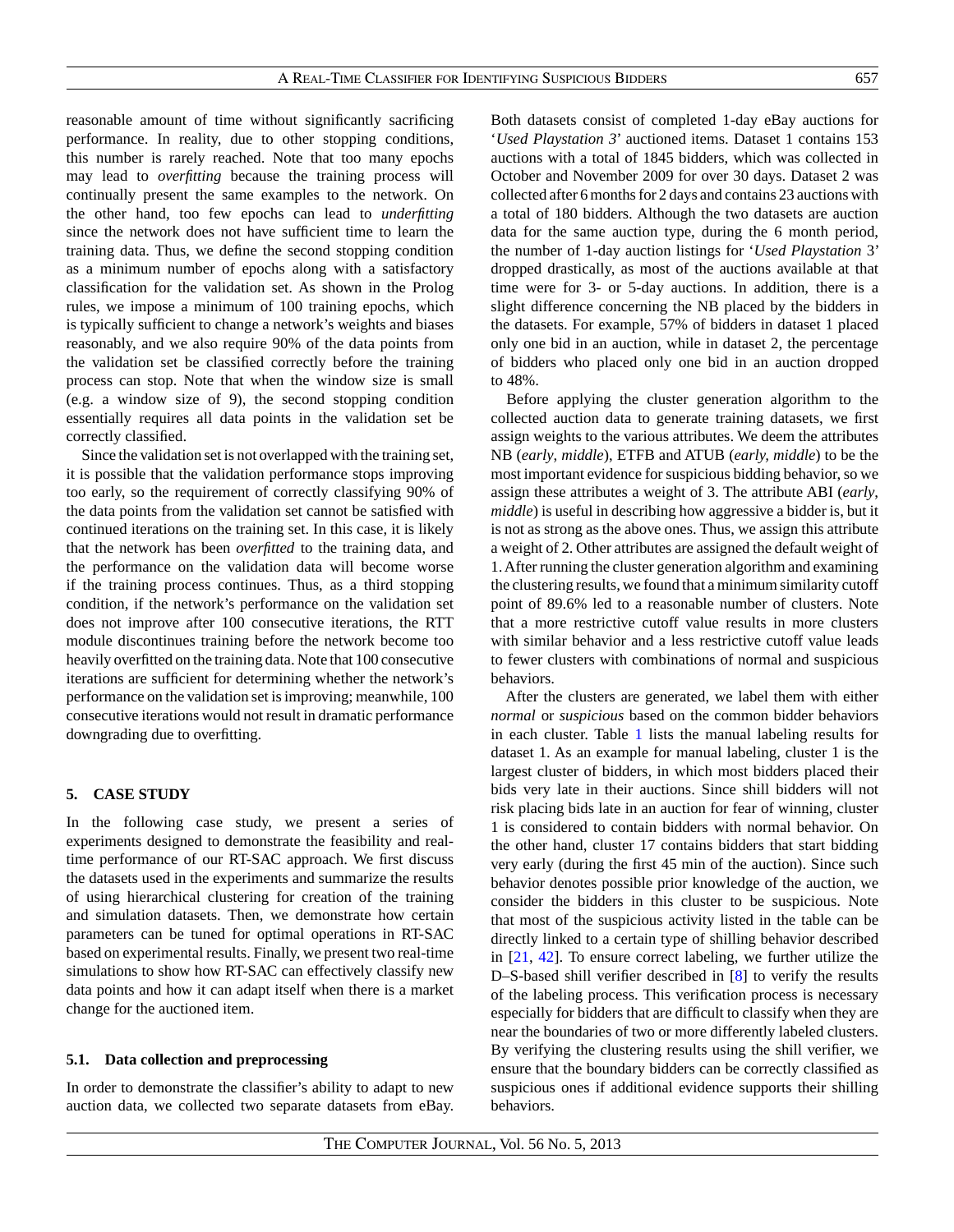reasonable amount of time without significantly sacrificing performance. In reality, due to other stopping conditions, this number is rarely reached. Note that too many epochs may lead to *overfitting* because the training process will continually present the same examples to the network. On the other hand, too few epochs can lead to *underfitting* since the network does not have sufficient time to learn the training data. Thus, we define the second stopping condition as a minimum number of epochs along with a satisfactory classification for the validation set. As shown in the Prolog rules, we impose a minimum of 100 training epochs, which is typically sufficient to change a network's weights and biases reasonably, and we also require 90% of the data points from the validation set be classified correctly before the training process can stop. Note that when the window size is small (e.g. a window size of 9), the second stopping condition essentially requires all data points in the validation set be correctly classified.

Since the validation set is not overlapped with the training set, it is possible that the validation performance stops improving too early, so the requirement of correctly classifying 90% of the data points from the validation set cannot be satisfied with continued iterations on the training set. In this case, it is likely that the network has been *overfitted* to the training data, and the performance on the validation data will become worse if the training process continues. Thus, as a third stopping condition, if the network's performance on the validation set does not improve after 100 consecutive iterations, the RTT module discontinues training before the network become too heavily overfitted on the training data. Note that 100 consecutive iterations are sufficient for determining whether the network's performance on the validation set is improving; meanwhile, 100 consecutive iterations would not result in dramatic performance downgrading due to overfitting.

## 5. CASE STUDY

In the following case study, we present a series of experiments designed to demonstrate the feasibility and real-time performance of our RT-SAC approach. We first discuss the datasets used in the experiments and summarize the results of using hierarchical clustering for creation of the training and simulation datasets. Then, we demonstrate how certain parameters can be tuned for optimal operations in RT-SAC based on experimental results. Finally, we present two real-time simulations to show how RT-SAC can effectively classify new data points and how it can adapt itself when there is a market change for the auctioned item.

### 5.1. Data collection and preprocessing

In order to demonstrate the classifier's ability to adapt to new auction data, we collected two separate datasets from eBay. Both datasets consist of completed 1-day eBay auctions for '*Used Playstation 3*' auctioned items. Dataset 1 contains 153 auctions with a total of 1845 bidders, which was collected in October and November 2009 for over 30 days. Dataset 2 was collected after 6 months for 2 days and contains 23 auctions with a total of 180 bidders. Although the two datasets are auction data for the same auction type, during the 6 month period, the number of 1-day auction listings for '*Used Playstation* 3' dropped drastically, as most of the auctions available at that time were for 3- or 5-day auctions. In addition, there is a slight difference concerning the NB placed by the bidders in the datasets. For example, 57% of bidders in dataset 1 placed only one bid in an auction, while in dataset 2, the percentage of bidders who placed only one bid in an auction dropped to 48%.

Before applying the cluster generation algorithm to the collected auction data to generate training datasets, we first assign weights to the various attributes. We deem the attributes NB (*early, middle*), ETFB and ATUB (*early, middle*) to be the most important evidence for suspicious bidding behavior, so we assign these attributes a weight of 3. The attribute ABI (*early, middle*) is useful in describing how aggressive a bidder is, but it is not as strong as the above ones. Thus, we assign this attribute a weight of 2. Other attributes are assigned the default weight of 1. After running the cluster generation algorithm and examining the clustering results, we found that a minimum similarity cutoff point of 89.6% led to a reasonable number of clusters. Note that a more restrictive cutoff value results in more clusters with similar behavior and a less restrictive cutoff value leads to fewer clusters with combinations of normal and suspicious behaviors.

After the clusters are generated, we label them with either *normal* or *suspicious* based on the common bidder behaviors in each cluster. Table 1 lists the manual labeling results for dataset 1. As an example for manual labeling, cluster 1 is the largest cluster of bidders, in which most bidders placed their bids very late in their auctions. Since shill bidders will not risk placing bids late in an auction for fear of winning, cluster 1 is considered to contain bidders with normal behavior. On the other hand, cluster 17 contains bidders that start bidding very early (during the first 45 min of the auction). Since such behavior denotes possible prior knowledge of the auction, we consider the bidders in this cluster to be suspicious. Note that most of the suspicious activity listed in the table can be directly linked to a certain type of shilling behavior described in [21, 42]. To ensure correct labeling, we further utilize the D–S-based shill verifier described in [8] to verify the results of the labeling process. This verification process is necessary especially for bidders that are difficult to classify when they are near the boundaries of two or more differently labeled clusters. By verifying the clustering results using the shill verifier, we ensure that the boundary bidders can be correctly classified as suspicious ones if additional evidence supports their shilling behaviors.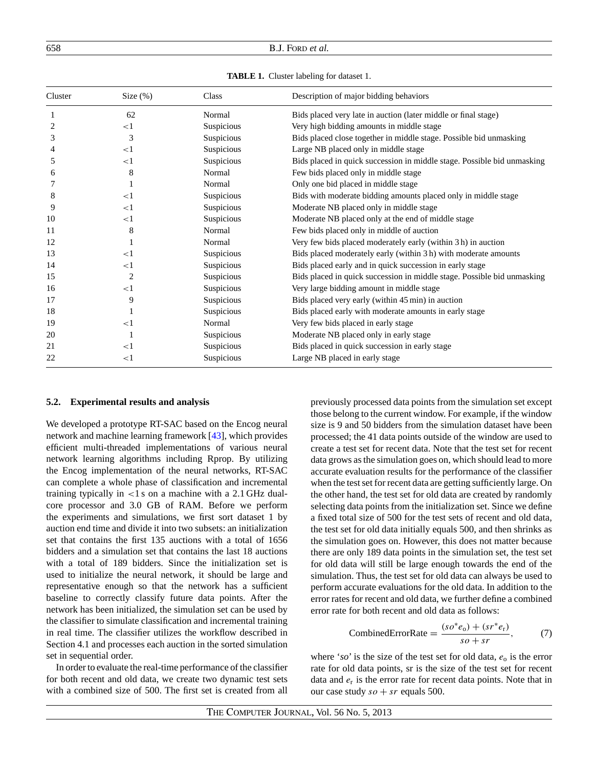**TABLE 1.** Cluster labeling for dataset 1.

| Cluster | Size (%) | Class | Description of major bidding behaviors |
|---|---|---|---|
| 1 | 62 | Normal | Bids placed very late in auction (later middle or final stage) |
| 2 | <1 | Suspicious | Very high bidding amounts in middle stage |
| 3 | 3 | Suspicious | Bids placed close together in middle stage. Possible bid unmasking |
| 4 | <1 | Suspicious | Large NB placed only in middle stage |
| 5 | <1 | Suspicious | Bids placed in quick succession in middle stage. Possible bid unmasking |
| 6 | 8 | Normal | Few bids placed only in middle stage |
| 7 | 1 | Normal | Only one bid placed in middle stage |
| 8 | <1 | Suspicious | Bids with moderate bidding amounts placed only in middle stage |
| 9 | <1 | Suspicious | Moderate NB placed only in middle stage |
| 10 | <1 | Suspicious | Moderate NB placed only at the end of middle stage |
| 11 | 8 | Normal | Few bids placed only in middle of auction |
| 12 | 1 | Normal | Very few bids placed moderately early (within 3 h) in auction |
| 13 | <1 | Suspicious | Bids placed moderately early (within 3 h) with moderate amounts |
| 14 | <1 | Suspicious | Bids placed early and in quick succession in early stage |
| 15 | 2 | Suspicious | Bids placed in quick succession in middle stage. Possible bid unmasking |
| 16 | <1 | Suspicious | Very large bidding amount in middle stage |
| 17 | 9 | Suspicious | Bids placed very early (within 45 min) in auction |
| 18 | 1 | Suspicious | Bids placed early with moderate amounts in early stage |
| 19 | <1 | Normal | Very few bids placed in early stage |
| 20 | 1 | Suspicious | Moderate NB placed only in early stage |
| 21 | <1 | Suspicious | Bids placed in quick succession in early stage |
| 22 | <1 | Suspicious | Large NB placed in early stage |

### 5.2. Experimental results and analysis

We developed a prototype RT-SAC based on the Encog neural network and machine learning framework [43], which provides efficient multi-threaded implementations of various neural network learning algorithms including Rprop. By utilizing the Encog implementation of the neural networks, RT-SAC can complete a whole phase of classification and incremental training typically in <1 s on a machine with a 2.1 GHz dual-core processor and 3.0 GB of RAM. Before we perform the experiments and simulations, we first sort dataset 1 by auction end time and divide it into two subsets: an initialization set that contains the first 135 auctions with a total of 1656 bidders and a simulation set that contains the last 18 auctions with a total of 189 bidders. Since the initialization set is used to initialize the neural network, it should be large and representative enough so that the network has a sufficient baseline to correctly classify future data points. After the network has been initialized, the simulation set can be used by the classifier to simulate classification and incremental training in real time. The classifier utilizes the workflow described in Section 4.1 and processes each auction in the sorted simulation set in sequential order.

In order to evaluate the real-time performance of the classifier for both recent and old data, we create two dynamic test sets with a combined size of 500. The first set is created from all previously processed data points from the simulation set except those belong to the current window. For example, if the window size is 9 and 50 bidders from the simulation dataset have been processed; the 41 data points outside of the window are used to create a test set for recent data. Note that the test set for recent data grows as the simulation goes on, which should lead to more accurate evaluation results for the performance of the classifier when the test set for recent data are getting sufficiently large. On the other hand, the test set for old data are created by randomly selecting data points from the initialization set. Since we define a fixed total size of 500 for the test sets of recent and old data, the test set for old data initially equals 500, and then shrinks as the simulation goes on. However, this does not matter because there are only 189 data points in the simulation set, the test set for old data will still be large enough towards the end of the simulation. Thus, the test set for old data can always be used to perform accurate evaluations for the old data. In addition to the error rates for recent and old data, we further define a combined error rate for both recent and old data as follows:

$$\text{CombinedErrorRate} = \frac{(so^{*}e_{\text{o}}) + (sr^{*}e_{\text{r}})}{so + sr}, \qquad (7)$$

where '*so*' is the size of the test set for old data, $e_{\text{o}}$ is the error rate for old data points, sr is the size of the test set for recent data and $e_{\text{r}}$ is the error rate for recent data points. Note that in our case study $so + sr$ equals 500.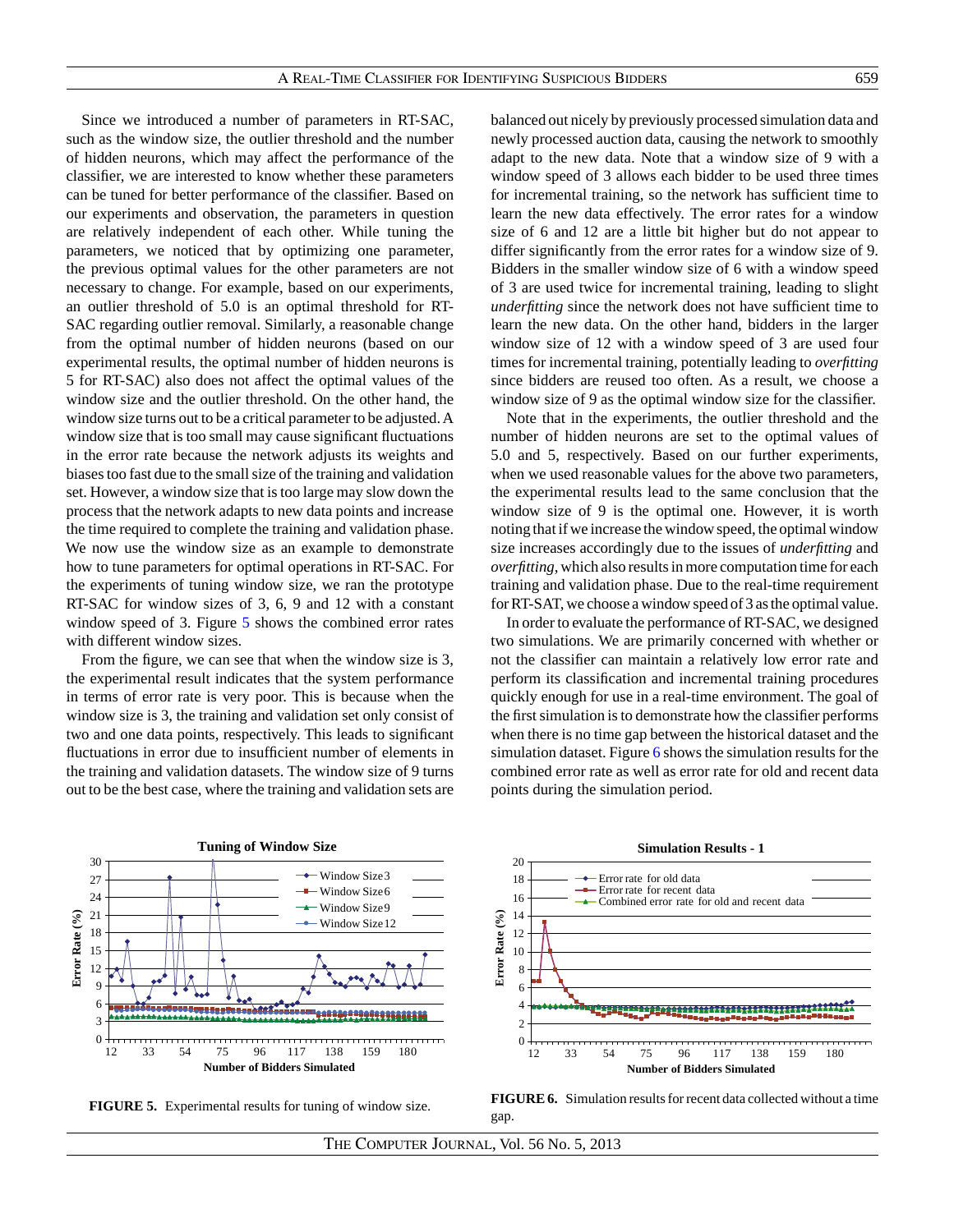Since we introduced a number of parameters in RT-SAC, such as the window size, the outlier threshold and the number of hidden neurons, which may affect the performance of the classifier, we are interested to know whether these parameters can be tuned for better performance of the classifier. Based on our experiments and observation, the parameters in question are relatively independent of each other. While tuning the parameters, we noticed that by optimizing one parameter, the previous optimal values for the other parameters are not necessary to change. For example, based on our experiments, an outlier threshold of 5.0 is an optimal threshold for RT-SAC regarding outlier removal. Similarly, a reasonable change from the optimal number of hidden neurons (based on our experimental results, the optimal number of hidden neurons is 5 for RT-SAC) also does not affect the optimal values of the window size and the outlier threshold. On the other hand, the window size turns out to be a critical parameter to be adjusted. A window size that is too small may cause significant fluctuations in the error rate because the network adjusts its weights and biases too fast due to the small size of the training and validation set. However, a window size that is too large may slow down the process that the network adapts to new data points and increase the time required to complete the training and validation phase. We now use the window size as an example to demonstrate how to tune parameters for optimal operations in RT-SAC. For the experiments of tuning window size, we ran the prototype RT-SAC for window sizes of 3, 6, 9 and 12 with a constant window speed of 3. Figure 5 shows the combined error rates with different window sizes.

From the figure, we can see that when the window size is 3, the experimental result indicates that the system performance in terms of error rate is very poor. This is because when the window size is 3, the training and validation set only consist of two and one data points, respectively. This leads to significant fluctuations in error due to insufficient number of elements in the training and validation datasets. The window size of 9 turns out to be the best case, where the training and validation sets are balanced out nicely by previously processed simulation data and newly processed auction data, causing the network to smoothly adapt to the new data. Note that a window size of 9 with a window speed of 3 allows each bidder to be used three times for incremental training, so the network has sufficient time to learn the new data effectively. The error rates for a window size of 6 and 12 are a little bit higher but do not appear to differ significantly from the error rates for a window size of 9. Bidders in the smaller window size of 6 with a window speed of 3 are used twice for incremental training, leading to slight *underfitting* since the network does not have sufficient time to learn the new data. On the other hand, bidders in the larger window size of 12 with a window speed of 3 are used four times for incremental training, potentially leading to *overfitting* since bidders are reused too often. As a result, we choose a window size of 9 as the optimal window size for the classifier.

Note that in the experiments, the outlier threshold and the number of hidden neurons are set to the optimal values of 5.0 and 5, respectively. Based on our further experiments, when we used reasonable values for the above two parameters, the experimental results lead to the same conclusion that the window size of 9 is the optimal one. However, it is worth noting that if we increase the window speed, the optimal window size increases accordingly due to the issues of *underfitting* and *overfitting*, which also results in more computation time for each training and validation phase. Due to the real-time requirement for RT-SAT, we choose a window speed of 3 as the optimal value.

In order to evaluate the performance of RT-SAC, we designed two simulations. We are primarily concerned with whether or not the classifier can maintain a relatively low error rate and perform its classification and incremental training procedures quickly enough for use in a real-time environment. The goal of the first simulation is to demonstrate how the classifier performs when there is no time gap between the historical dataset and the simulation dataset. Figure 6 shows the simulation results for the combined error rate as well as error rate for old and recent data points during the simulation period.

**FIGURE 5.** Experimental results for tuning of window size.

**FIGURE 6.** Simulation results for recent data collected without a time gap.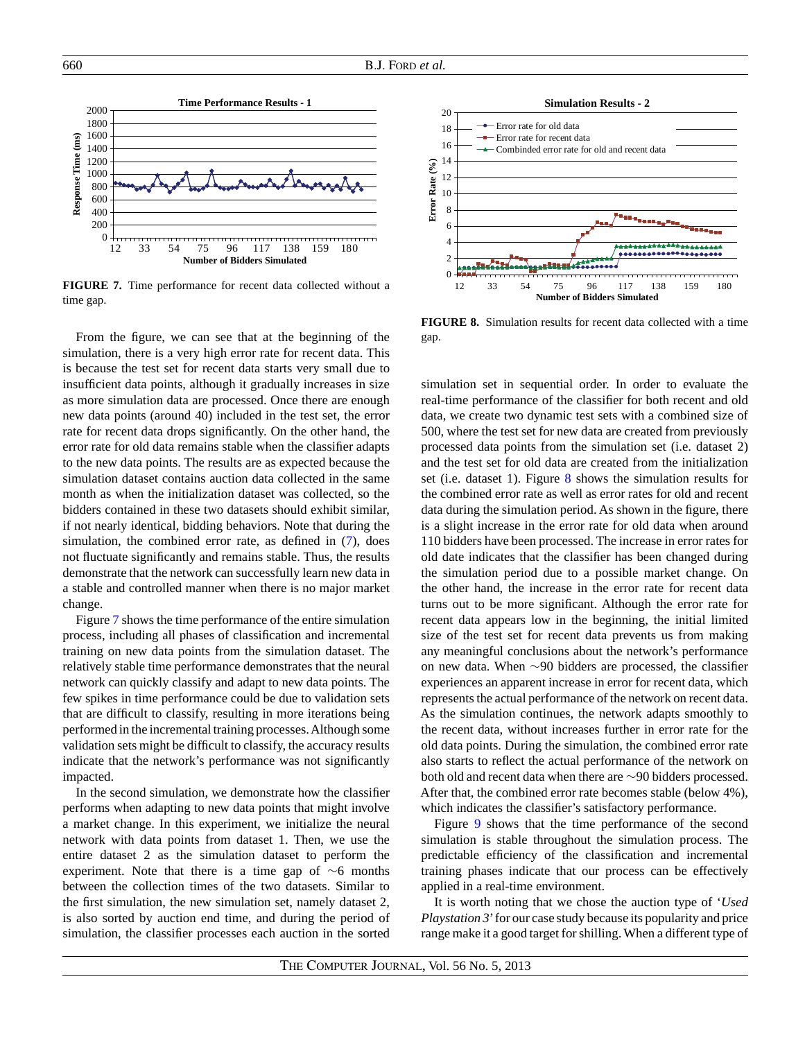Time Performance Results - 1

Response Time (ms)

2000
1800
1600
1400
1200
1000
800
600
400
200
0

12 33 54 75 96 117 138 159 180

Number of Bidders Simulated

**FIGURE 7.** Time performance for recent data collected without a time gap.

From the figure, we can see that at the beginning of the simulation, there is a very high error rate for recent data. This is because the test set for recent data starts very small due to insufficient data points, although it gradually increases in size as more simulation data are processed. Once there are enough new data points (around 40) included in the test set, the error rate for recent data drops significantly. On the other hand, the error rate for old data remains stable when the classifier adapts to the new data points. The results are as expected because the simulation dataset contains auction data collected in the same month as when the initialization dataset was collected, so the bidders contained in these two datasets should exhibit similar, if not nearly identical, bidding behaviors. Note that during the simulation, the combined error rate, as defined in (7), does not fluctuate significantly and remains stable. Thus, the results demonstrate that the network can successfully learn new data in a stable and controlled manner when there is no major market change.

Figure 7 shows the time performance of the entire simulation process, including all phases of classification and incremental training on new data points from the simulation dataset. The relatively stable time performance demonstrates that the neural network can quickly classify and adapt to new data points. The few spikes in time performance could be due to validation sets that are difficult to classify, resulting in more iterations being performed in the incremental training processes. Although some validation sets might be difficult to classify, the accuracy results indicate that the network's performance was not significantly impacted.

In the second simulation, we demonstrate how the classifier performs when adapting to new data points that might involve a market change. In this experiment, we initialize the neural network with data points from dataset 1. Then, we use the entire dataset 2 as the simulation dataset to perform the experiment. Note that there is a time gap of ∼6 months between the collection times of the two datasets. Similar to the first simulation, the new simulation set, namely dataset 2, is also sorted by auction end time, and during the period of simulation, the classifier processes each auction in the sorted simulation set in sequential order. In order to evaluate the real-time performance of the classifier for both recent and old data, we create two dynamic test sets with a combined size of 500, where the test set for new data are created from previously processed data points from the simulation set (i.e. dataset 2) and the test set for old data are created from the initialization set (i.e. dataset 1). Figure 8 shows the simulation results for the combined error rate as well as error rates for old and recent data during the simulation period. As shown in the figure, there is a slight increase in the error rate for old data when around 110 bidders have been processed. The increase in error rates for old date indicates that the classifier has been changed during the simulation period due to a possible market change. On the other hand, the increase in the error rate for recent data turns out to be more significant. Although the error rate for recent data appears low in the beginning, the initial limited size of the test set for recent data prevents us from making any meaningful conclusions about the network's performance on new data. When ∼90 bidders are processed, the classifier experiences an apparent increase in error for recent data, which represents the actual performance of the network on recent data. As the simulation continues, the network adapts smoothly to the recent data, without increases further in error rate for the old data points. During the simulation, the combined error rate also starts to reflect the actual performance of the network on both old and recent data when there are ∼90 bidders processed. After that, the combined error rate becomes stable (below 4%), which indicates the classifier's satisfactory performance.

Simulation Results - 2

Error Rate (%)

20
18
16
14
12
10
8
6
4
2
0

12 33 54 75 96 117 138 159 180

Number of Bidders Simulated

Error rate for old data
Error rate for recent data
Combinded error rate for old and recent data

**FIGURE 8.** Simulation results for recent data collected with a time gap.

Figure 9 shows that the time performance of the second simulation is stable throughout the simulation process. The predictable efficiency of the classification and incremental training phases indicate that our process can be effectively applied in a real-time environment.

It is worth noting that we chose the auction type of '*Used Playstation 3*' for our case study because its popularity and price range make it a good target for shilling. When a different type of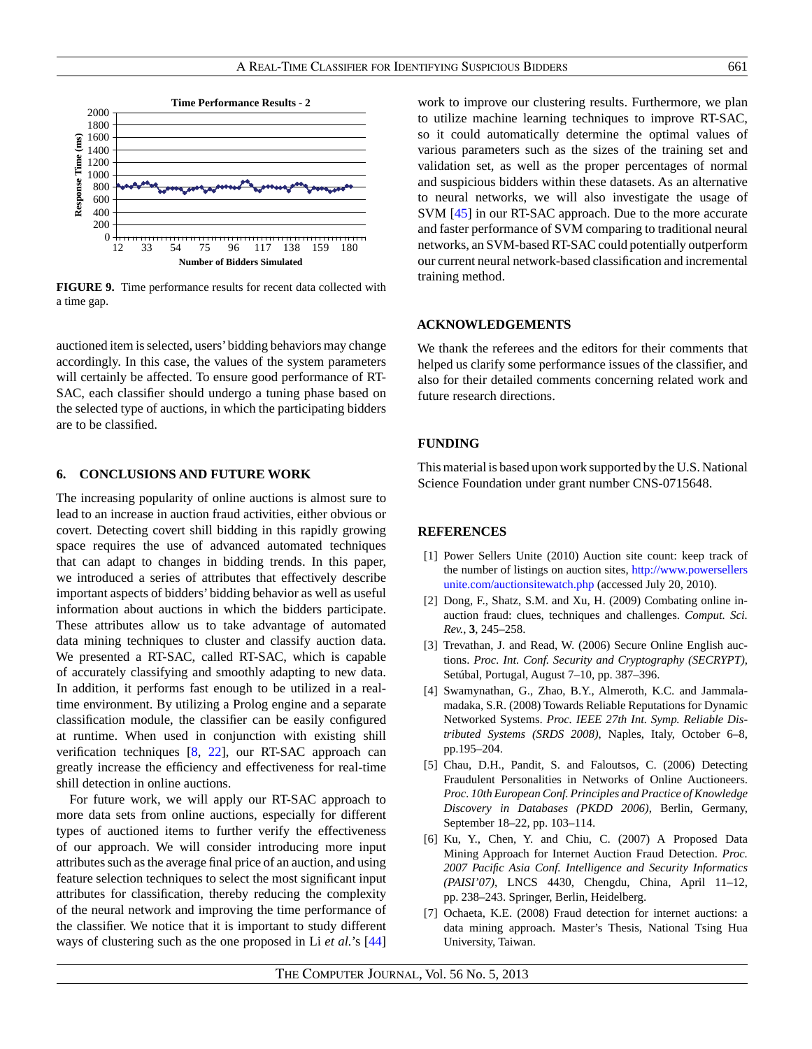**FIGURE 9.** Time performance results for recent data collected with a time gap.

auctioned item is selected, users' bidding behaviors may change accordingly. In this case, the values of the system parameters will certainly be affected. To ensure good performance of RT-SAC, each classifier should undergo a tuning phase based on the selected type of auctions, in which the participating bidders are to be classified.

## 6. CONCLUSIONS AND FUTURE WORK

The increasing popularity of online auctions is almost sure to lead to an increase in auction fraud activities, either obvious or covert. Detecting covert shill bidding in this rapidly growing space requires the use of advanced automated techniques that can adapt to changes in bidding trends. In this paper, we introduced a series of attributes that effectively describe important aspects of bidders' bidding behavior as well as useful information about auctions in which the bidders participate. These attributes allow us to take advantage of automated data mining techniques to cluster and classify auction data. We presented a RT-SAC, called RT-SAC, which is capable of accurately classifying and smoothly adapting to new data. In addition, it performs fast enough to be utilized in a real-time environment. By utilizing a Prolog engine and a separate classification module, the classifier can be easily configured at runtime. When used in conjunction with existing shill verification techniques [8, 22], our RT-SAC approach can greatly increase the efficiency and effectiveness for real-time shill detection in online auctions.

For future work, we will apply our RT-SAC approach to more data sets from online auctions, especially for different types of auctioned items to further verify the effectiveness of our approach. We will consider introducing more input attributes such as the average final price of an auction, and using feature selection techniques to select the most significant input attributes for classification, thereby reducing the complexity of the neural network and improving the time performance of the classifier. We notice that it is important to study different ways of clustering such as the one proposed in Li *et al.*'s [44] work to improve our clustering results. Furthermore, we plan to utilize machine learning techniques to improve RT-SAC, so it could automatically determine the optimal values of various parameters such as the sizes of the training set and validation set, as well as the proper percentages of normal and suspicious bidders within these datasets. As an alternative to neural networks, we will also investigate the usage of SVM [45] in our RT-SAC approach. Due to the more accurate and faster performance of SVM comparing to traditional neural networks, an SVM-based RT-SAC could potentially outperform our current neural network-based classification and incremental training method.

## ACKNOWLEDGEMENTS

We thank the referees and the editors for their comments that helped us clarify some performance issues of the classifier, and also for their detailed comments concerning related work and future research directions.

## FUNDING

This material is based upon work supported by the U.S. National Science Foundation under grant number CNS-0715648.

## REFERENCES

[1] Power Sellers Unite (2010) Auction site count: keep track of the number of listings on auction sites, http://www.powersellersunite.com/auctionsitewatch.php (accessed July 20, 2010).

[2] Dong, F., Shatz, S.M. and Xu, H. (2009) Combating online in-auction fraud: clues, techniques and challenges. *Comput. Sci. Rev.*, **3**, 245–258.

[3] Trevathan, J. and Read, W. (2006) Secure Online English auctions. *Proc. Int. Conf. Security and Cryptography (SECRYPT)*, Setúbal, Portugal, August 7–10, pp. 387–396.

[4] Swamynathan, G., Zhao, B.Y., Almeroth, K.C. and Jammalamadaka, S.R. (2008) Towards Reliable Reputations for Dynamic Networked Systems. *Proc. IEEE 27th Int. Symp. Reliable Distributed Systems (SRDS 2008)*, Naples, Italy, October 6–8, pp.195–204.

[5] Chau, D.H., Pandit, S. and Faloutsos, C. (2006) Detecting Fraudulent Personalities in Networks of Online Auctioneers. *Proc. 10th European Conf. Principles and Practice of Knowledge Discovery in Databases (PKDD 2006)*, Berlin, Germany, September 18–22, pp. 103–114.

[6] Ku, Y., Chen, Y. and Chiu, C. (2007) A Proposed Data Mining Approach for Internet Auction Fraud Detection. *Proc. 2007 Pacific Asia Conf. Intelligence and Security Informatics (PAISI'07)*, LNCS 4430, Chengdu, China, April 11–12, pp. 238–243. Springer, Berlin, Heidelberg.

[7] Ochaeta, K.E. (2008) Fraud detection for internet auctions: a data mining approach. Master's Thesis, National Tsing Hua University, Taiwan.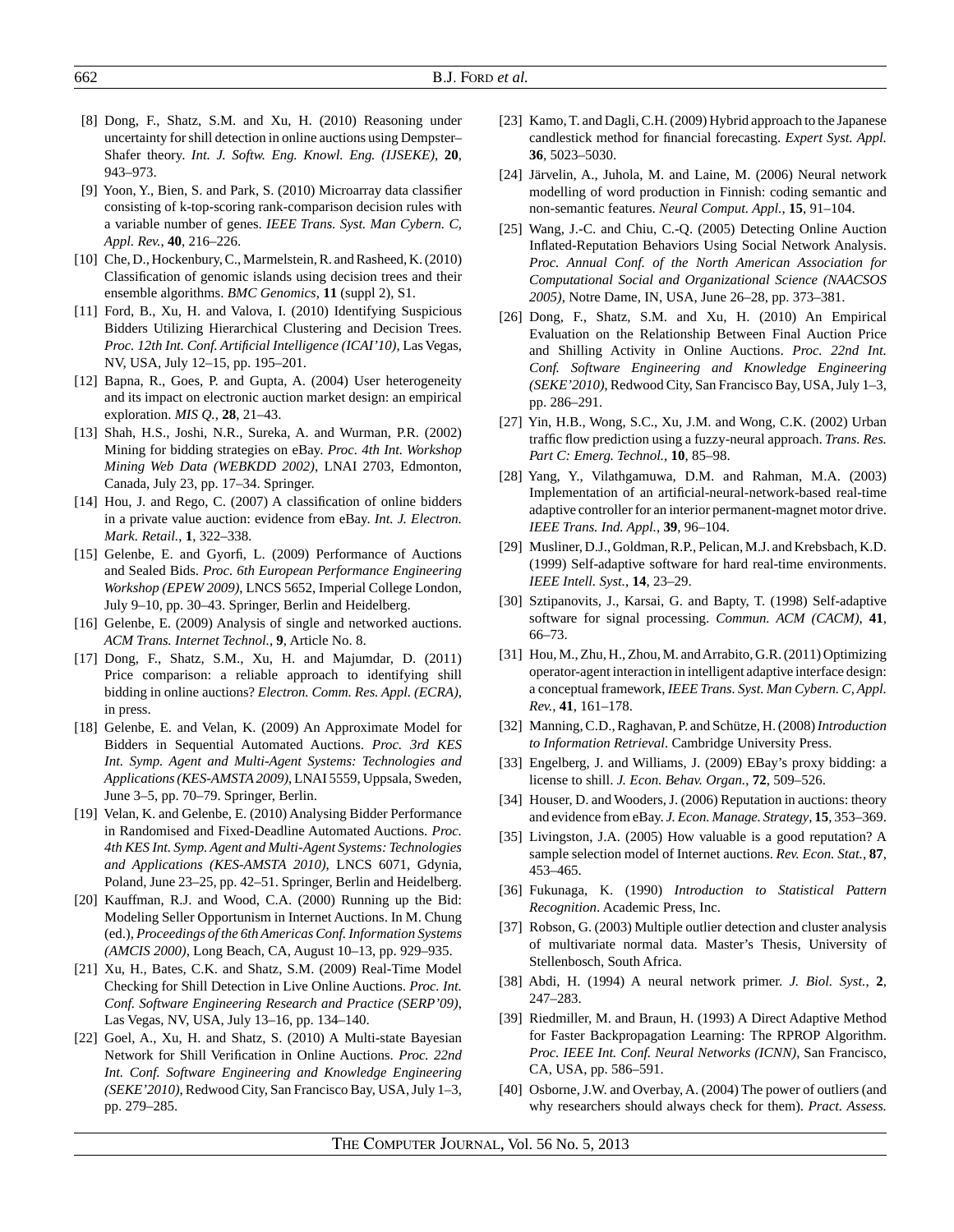[8] Dong, F., Shatz, S.M. and Xu, H. (2010) Reasoning under uncertainty for shill detection in online auctions using Dempster–Shafer theory. *Int. J. Softw. Eng. Knowl. Eng. (IJSEKE)*, **20**, 943–973.

[9] Yoon, Y., Bien, S. and Park, S. (2010) Microarray data classifier consisting of k-top-scoring rank-comparison decision rules with a variable number of genes. *IEEE Trans. Syst. Man Cybern. C, Appl. Rev.*, **40**, 216–226.

[10] Che, D., Hockenbury, C., Marmelstein, R. and Rasheed, K. (2010) Classification of genomic islands using decision trees and their ensemble algorithms. *BMC Genomics*, **11** (suppl 2), S1.

[11] Ford, B., Xu, H. and Valova, I. (2010) Identifying Suspicious Bidders Utilizing Hierarchical Clustering and Decision Trees. *Proc. 12th Int. Conf. Artificial Intelligence (ICAI'10)*, Las Vegas, NV, USA, July 12–15, pp. 195–201.

[12] Bapna, R., Goes, P. and Gupta, A. (2004) User heterogeneity and its impact on electronic auction market design: an empirical exploration. *MIS Q.*, **28**, 21–43.

[13] Shah, H.S., Joshi, N.R., Sureka, A. and Wurman, P.R. (2002) Mining for bidding strategies on eBay. *Proc. 4th Int. Workshop Mining Web Data (WEBKDD 2002)*, LNAI 2703, Edmonton, Canada, July 23, pp. 17–34. Springer.

[14] Hou, J. and Rego, C. (2007) A classification of online bidders in a private value auction: evidence from eBay. *Int. J. Electron. Mark. Retail.*, **1**, 322–338.

[15] Gelenbe, E. and Gyorfi, L. (2009) Performance of Auctions and Sealed Bids. *Proc. 6th European Performance Engineering Workshop (EPEW 2009)*, LNCS 5652, Imperial College London, July 9–10, pp. 30–43. Springer, Berlin and Heidelberg.

[16] Gelenbe, E. (2009) Analysis of single and networked auctions. *ACM Trans. Internet Technol.*, **9**, Article No. 8.

[17] Dong, F., Shatz, S.M., Xu, H. and Majumdar, D. (2011) Price comparison: a reliable approach to identifying shill bidding in online auctions? *Electron. Comm. Res. Appl. (ECRA)*, in press.

[18] Gelenbe, E. and Velan, K. (2009) An Approximate Model for Bidders in Sequential Automated Auctions. *Proc. 3rd KES Int. Symp. Agent and Multi-Agent Systems: Technologies and Applications (KES-AMSTA 2009)*, LNAI 5559, Uppsala, Sweden, June 3–5, pp. 70–79. Springer, Berlin.

[19] Velan, K. and Gelenbe, E. (2010) Analysing Bidder Performance in Randomised and Fixed-Deadline Automated Auctions. *Proc. 4th KES Int. Symp. Agent and Multi-Agent Systems: Technologies and Applications (KES-AMSTA 2010)*, LNCS 6071, Gdynia, Poland, June 23–25, pp. 42–51. Springer, Berlin and Heidelberg.

[20] Kauffman, R.J. and Wood, C.A. (2000) Running up the Bid: Modeling Seller Opportunism in Internet Auctions. In M. Chung (ed.), *Proceedings of the 6th Americas Conf. Information Systems (AMCIS 2000)*, Long Beach, CA, August 10–13, pp. 929–935.

[21] Xu, H., Bates, C.K. and Shatz, S.M. (2009) Real-Time Model Checking for Shill Detection in Live Online Auctions. *Proc. Int. Conf. Software Engineering Research and Practice (SERP'09)*, Las Vegas, NV, USA, July 13–16, pp. 134–140.

[22] Goel, A., Xu, H. and Shatz, S. (2010) A Multi-state Bayesian Network for Shill Verification in Online Auctions. *Proc. 22nd Int. Conf. Software Engineering and Knowledge Engineering (SEKE'2010)*, Redwood City, San Francisco Bay, USA, July 1–3, pp. 279–285.

[23] Kamo, T. and Dagli, C.H. (2009) Hybrid approach to the Japanese candlestick method for financial forecasting. *Expert Syst. Appl.* **36**, 5023–5030.

[24] Järvelin, A., Juhola, M. and Laine, M. (2006) Neural network modelling of word production in Finnish: coding semantic and non-semantic features. *Neural Comput. Appl.*, **15**, 91–104.

[25] Wang, J.-C. and Chiu, C.-Q. (2005) Detecting Online Auction Inflated-Reputation Behaviors Using Social Network Analysis. *Proc. Annual Conf. of the North American Association for Computational Social and Organizational Science (NAACSOS 2005)*, Notre Dame, IN, USA, June 26–28, pp. 373–381.

[26] Dong, F., Shatz, S.M. and Xu, H. (2010) An Empirical Evaluation on the Relationship Between Final Auction Price and Shilling Activity in Online Auctions. *Proc. 22nd Int. Conf. Software Engineering and Knowledge Engineering (SEKE'2010)*, Redwood City, San Francisco Bay, USA, July 1–3, pp. 286–291.

[27] Yin, H.B., Wong, S.C., Xu, J.M. and Wong, C.K. (2002) Urban traffic flow prediction using a fuzzy-neural approach. *Trans. Res. Part C: Emerg. Technol.*, **10**, 85–98.

[28] Yang, Y., Vilathgamuwa, D.M. and Rahman, M.A. (2003) Implementation of an artificial-neural-network-based real-time adaptive controller for an interior permanent-magnet motor drive. *IEEE Trans. Ind. Appl.*, **39**, 96–104.

[29] Musliner, D.J., Goldman, R.P., Pelican, M.J. and Krebsbach, K.D. (1999) Self-adaptive software for hard real-time environments. *IEEE Intell. Syst.*, **14**, 23–29.

[30] Sztipanovits, J., Karsai, G. and Bapty, T. (1998) Self-adaptive software for signal processing. *Commun. ACM (CACM)*, **41**, 66–73.

[31] Hou, M., Zhu, H., Zhou, M. and Arrabito, G.R. (2011) Optimizing operator-agent interaction in intelligent adaptive interface design: a conceptual framework, *IEEE Trans. Syst. Man Cybern. C, Appl. Rev.*, **41**, 161–178.

[32] Manning, C.D., Raghavan, P. and Schütze, H. (2008) *Introduction to Information Retrieval*. Cambridge University Press.

[33] Engelberg, J. and Williams, J. (2009) EBay's proxy bidding: a license to shill. *J. Econ. Behav. Organ.*, **72**, 509–526.

[34] Houser, D. and Wooders, J. (2006) Reputation in auctions: theory and evidence from eBay. *J. Econ. Manage. Strategy*, **15**, 353–369.

[35] Livingston, J.A. (2005) How valuable is a good reputation? A sample selection model of Internet auctions. *Rev. Econ. Stat.*, **87**, 453–465.

[36] Fukunaga, K. (1990) *Introduction to Statistical Pattern Recognition*. Academic Press, Inc.

[37] Robson, G. (2003) Multiple outlier detection and cluster analysis of multivariate normal data. Master's Thesis, University of Stellenbosch, South Africa.

[38] Abdi, H. (1994) A neural network primer. *J. Biol. Syst.*, **2**, 247–283.

[39] Riedmiller, M. and Braun, H. (1993) A Direct Adaptive Method for Faster Backpropagation Learning: The RPROP Algorithm. *Proc. IEEE Int. Conf. Neural Networks (ICNN)*, San Francisco, CA, USA, pp. 586–591.

[40] Osborne, J.W. and Overbay, A. (2004) The power of outliers (and why researchers should always check for them). *Pract. Assess.*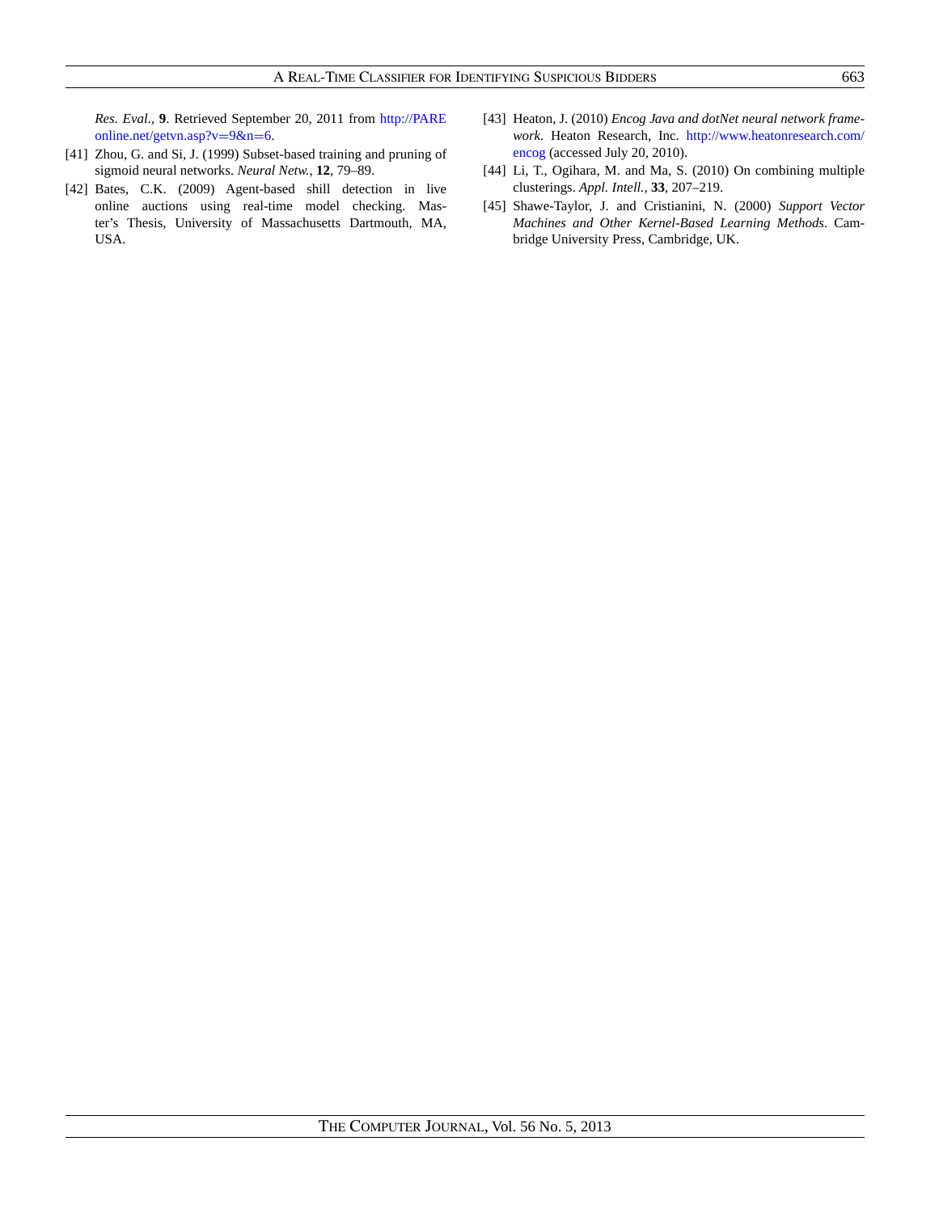*Res. Eval.*, **9**. Retrieved September 20, 2011 from http://PAREonline.net/getvn.asp?v=9&n=6.

[41] Zhou, G. and Si, J. (1999) Subset-based training and pruning of sigmoid neural networks. *Neural Netw.*, **12**, 79–89.

[42] Bates, C.K. (2009) Agent-based shill detection in live online auctions using real-time model checking. Master's Thesis, University of Massachusetts Dartmouth, MA, USA.

[43] Heaton, J. (2010) *Encog Java and dotNet neural network framework*. Heaton Research, Inc. http://www.heatonresearch.com/encog (accessed July 20, 2010).

[44] Li, T., Ogihara, M. and Ma, S. (2010) On combining multiple clusterings. *Appl. Intell.*, **33**, 207–219.

[45] Shawe-Taylor, J. and Cristianini, N. (2000) *Support Vector Machines and Other Kernel-Based Learning Methods*. Cambridge University Press, Cambridge, UK.